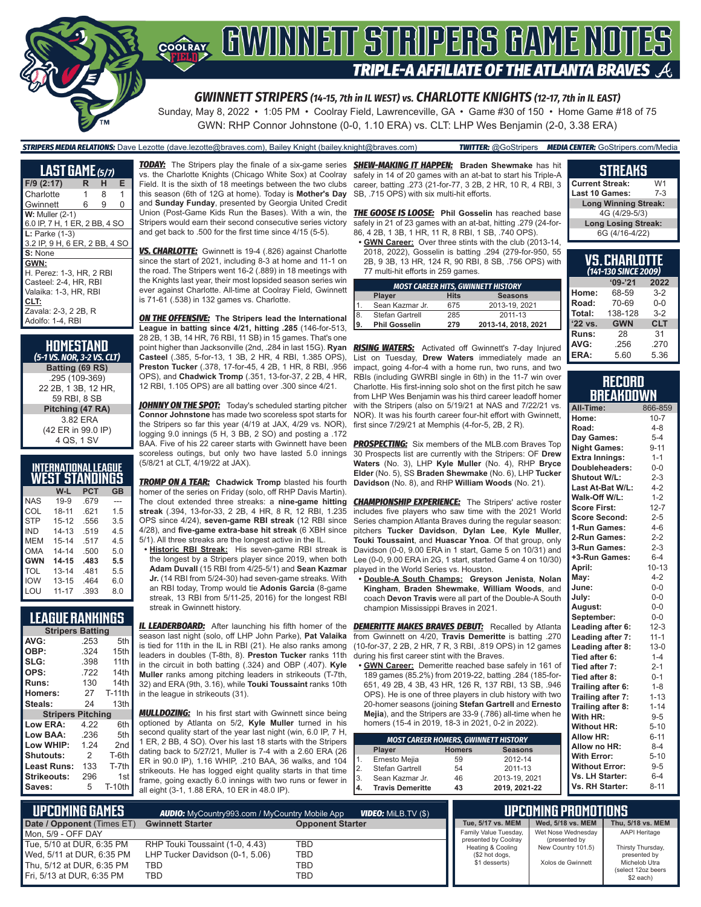# GWINNETT STRIPERS GAME NOTES

## TRIPLE-A AFFILIATE OF THE ATLANTA BRAVES

### GWINNETT STRIPERS (14-15, 7th in IL WEST) vs. CHARLOTTE KNIGHTS (12-17, 7th in IL EAST)

Sunday, May 8, 2022 • 1:05 PM • Coolray Field, Lawrenceville, GA • Game #30 of 150 • Home Game #18 of 75

GWN: RHP Connor Johnstone (0-0, 1.10 ERA) vs. CLT: LHP Wes Benjamin (2-0, 3.38 ERA)

**STRIPERS MEDIA RELATIONS:** Dave Lezotte (dave.lezotte@braves.com), Bailey Knight (bailey.knight@braves.com) **TWITTER:** @GoStripers **MEDIA CENTER:** GoStripers.com/Media

## LAST GAME (5/7)

| F/9 (2:17) | R | H | E |
|---|---|---|---|
| Charlotte | 1 | 8 | 1 |
| Gwinnett | 6 | 9 | 0 |

**W:** Muller (2-1)
6.0 IP, 7 H, 1 ER, 2 BB, 4 SO

**L:** Parke (1-3)
3.2 IP, 9 H, 6 ER, 2 BB, 4 SO

**S:** None

**GWN:**
H. Perez: 1-3, HR, 2 RBI
Casteel: 2-4, HR, RBI
Valaika: 1-3, HR, RBI

**CLT:**
Zavala: 2-3, 2 2B, R
Adolfo: 1-4, RBI

## HOMESTAND
*(5-1 VS. NOR, 3-2 VS. CLT)*

**Batting (69 RS)**
.295 (109-369)
22 2B, 1 3B, 12 HR,
59 RBI, 8 SB

**Pitching (47 RA)**
3.82 ERA
(42 ER in 99.0 IP)
4 QS, 1 SV

## INTERNATIONAL LEAGUE WEST STANDINGS

| | W-L | PCT | GB |
|---|---|---|---|
| NAS | 19-9 | .679 | --- |
| COL | 18-11 | .621 | 1.5 |
| STP | 15-12 | .556 | 3.5 |
| IND | 14-13 | .519 | 4.5 |
| MEM | 15-14 | .517 | 4.5 |
| OMA | 14-14 | .500 | 5.0 |
| **GWN** | **14-15** | **.483** | **5.5** |
| TOL | 13-14 | .481 | 5.5 |
| IOW | 13-15 | .464 | 6.0 |
| LOU | 11-17 | .393 | 8.0 |

## LEAGUE RANKINGS

| Stripers Batting | | |
|---|---|---|
| AVG: | .253 | 5th |
| OBP: | .324 | 15th |
| SLG: | .398 | 11th |
| OPS: | .722 | 14th |
| Runs: | 130 | 14th |
| Homers: | 27 | T-11th |
| Steals: | 24 | 13th |
| **Stripers Pitching** | | |
| Low ERA: | 4.22 | 6th |
| Low BAA: | .236 | 5th |
| Low WHIP: | 1.24 | 2nd |
| Shutouts: | 2 | T-6th |
| Least Runs: | 133 | T-7th |
| Strikeouts: | 296 | 1st |
| Saves: | 5 | T-10th |

***TODAY:*** The Stripers play the finale of a six-game series vs. the Charlotte Knights (Chicago White Sox) at Coolray Field. It is the sixth of 18 meetings between the two clubs this season (6th of 12G at home). Today is **Mother's Day** and **Sunday Funday**, presented by Georgia United Credit Union (Post-Game Kids Run the Bases). With a win, the Stripers would earn their second consecutive series victory and get back to .500 for the first time since 4/15 (5-5).

***VS. CHARLOTTE:*** Gwinnett is 19-4 (.826) against Charlotte since the start of 2021, including 8-3 at home and 11-1 on the road. The Stripers went 16-2 (.889) in 18 meetings with the Knights last year, their most lopsided season series win ever against Charlotte. All-time at Coolray Field, Gwinnett is 71-61 (.538) in 132 games vs. Charlotte.

***ON THE OFFENSIVE:*** **The Stripers lead the International League in batting since 4/21, hitting .285** (146-for-513, 28 2B, 1 3B, 14 HR, 76 RBI, 11 SB) in 15 games. That's one point higher than Jacksonville (2nd, .284 in last 15G). **Ryan Casteel** (.385, 5-for-13, 1 3B, 2 HR, 4 RBI, 1.385 OPS), **Preston Tucker** (.378, 17-for-45, 4 2B, 1 HR, 8 RBI, .956 OPS), and **Chadwick Tromp** (.351, 13-for-37, 2 2B, 4 HR, 12 RBI, 1.105 OPS) are all batting over .300 since 4/21.

***JOHNNY ON THE SPOT:*** Today's scheduled starting pitcher **Connor Johnstone** has made two scoreless spot starts for the Stripers so far this year (4/19 at JAX, 4/29 vs. NOR), logging 9.0 innings (5 H, 3 BB, 2 SO) and posting a .172 BAA. Five of his 22 career starts with Gwinnett have been scoreless outings, but only two have lasted 5.0 innings (5/8/21 at CLT, 4/19/22 at JAX).

***TROMP ON A TEAR:*** **Chadwick Tromp** blasted his fourth homer of the series on Friday (solo, off RHP Davis Martin). The clout extended three streaks: a **nine-game hitting streak** (.394, 13-for-33, 2 2B, 4 HR, 8 R, 12 RBI, 1.235 OPS since 4/24), **seven-game RBI streak** (12 RBI since 4/28), and **five-game extra-base hit streak** (6 XBH since 5/1). All three streaks are the longest active in the IL.

- **Historic RBI Streak:** His seven-game RBI streak is the longest by a Stripers player since 2019, when both **Adam Duvall** (15 RBI from 4/25-5/1) and **Sean Kazmar Jr.** (14 RBI from 5/24-30) had seven-game streaks. With an RBI today, Tromp would tie **Adonis Garcia** (8-game streak, 13 RBI from 5/11-25, 2016) for the longest RBI streak in Gwinnett history.

***IL LEADERBOARD:*** After launching his fifth homer of the season last night (solo, off LHP John Parke), **Pat Valaika** is tied for 11th in the IL in RBI (21). He also ranks among leaders in doubles (T-8th, 8). **Preston Tucker** ranks 11th in the circuit in both batting (.324) and OBP (.407). **Kyle Muller** ranks among pitching leaders in strikeouts (T-7th, 32) and ERA (9th, 3.16), while **Touki Toussaint** ranks 10th in the league in strikeouts (31).

***MULLDOZING:*** In his first start with Gwinnett since being optioned by Atlanta on 5/2, **Kyle Muller** turned in his second quality start of the year last night (win, 6.0 IP, 7 H, 1 ER, 2 BB, 4 SO). Over his last 18 starts with the Stripers dating back to 5/27/21, Muller is 7-4 with a 2.60 ERA (26 ER in 90.0 IP), 1.16 WHIP, .210 BAA, 36 walks, and 104 strikeouts. He has logged eight quality starts in that time frame, going exactly 6.0 innings with two runs or fewer in all eight (3-1, 1.88 ERA, 10 ER in 48.0 IP).

***SHEW-MAKING IT HAPPEN:*** **Braden Shewmake** has hit safely in 14 of 20 games with an at-bat to start his Triple-A career, batting .273 (21-for-77, 3 2B, 2 HR, 10 R, 4 RBI, 3 SB, .715 OPS) with six multi-hit efforts.

***THE GOOSE IS LOOSE:*** **Phil Gosselin** has reached base safely in 21 of 23 games with an at-bat, hitting .279 (24-for-86, 4 2B, 1 3B, 1 HR, 11 R, 8 RBI, 1 SB, .740 OPS).

- **GWN Career:** Over three stints with the club (2013-14, 2018, 2022), Gosselin is batting .294 (279-for-950, 55 2B, 9 3B, 13 HR, 124 R, 90 RBI, 8 SB, .756 OPS) with 77 multi-hit efforts in 259 games.

| MOST CAREER HITS, GWINNETT HISTORY | | | |
|---|---|---|---|
| | Player | Hits | Seasons |
| 1. | Sean Kazmar Jr. | 675 | 2013-19, 2021 |
| 8. | Stefan Gartrell | 285 | 2011-13 |
| **9.** | **Phil Gosselin** | **279** | **2013-14, 2018, 2021** |

***RISING WATERS:*** Activated off Gwinnett's 7-day Injured List on Tuesday, **Drew Waters** immediately made an impact, going 4-for-4 with a home run, two runs, and two RBIs (including GWRBI single in 6th) in the 11-7 win over Charlotte. His first-inning solo shot on the first pitch he saw from LHP Wes Benjamin was his third career leadoff homer with the Stripers (also on 5/19/21 at NAS and 7/22/21 vs. NOR). It was his fourth career four-hit effort with Gwinnett, first since 7/29/21 at Memphis (4-for-5, 2B, 2 R).

***PROSPECTING:*** Six members of the MLB.com Braves Top 30 Prospects list are currently with the Stripers: OF **Drew Waters** (No. 3), LHP **Kyle Muller** (No. 4), RHP **Bryce Elder** (No. 5), SS **Braden Shewmake** (No. 6), LHP **Tucker Davidson** (No. 8), and RHP **William Woods** (No. 21).

***CHAMPIONSHIP EXPERIENCE:*** The Stripers' active roster includes five players who saw time with the 2021 World Series champion Atlanta Braves during the regular season: pitchers **Tucker Davidson**, **Dylan Lee**, **Kyle Muller**, **Touki Toussaint**, and **Huascar Ynoa**. Of that group, only Davidson (0-0, 9.00 ERA in 1 start, Game 5 on 10/31) and Lee (0-0, 9.00 ERA in 2G, 1 start, started Game 4 on 10/30) played in the World Series vs. Houston.

- **Double-A South Champs:** **Greyson Jenista**, **Nolan Kingham**, **Braden Shewmake**, **William Woods**, and coach **Devon Travis** were all part of the Double-A South champion Mississippi Braves in 2021.

***DEMERITTE MAKES BRAVES DEBUT:*** Recalled by Atlanta from Gwinnett on 4/20, **Travis Demeritte** is batting .270 (10-for-37, 2 2B, 2 HR, 7 R, 3 RBI, .819 OPS) in 12 games during his first career stint with the Braves.

- **GWN Career:** Demeritte reached base safely in 161 of 189 games (85.2%) from 2019-22, batting .284 (185-for-651, 49 2B, 4 3B, 43 HR, 126 R, 137 RBI, 13 SB, .946 OPS). He is one of three players in club history with two 20-homer seasons (joining **Stefan Gartrell** and **Ernesto Mejia**), and the Stripers are 33-9 (.786) all-time when he homers (15-4 in 2019, 18-3 in 2021, 0-2 in 2022).

| MOST CAREER HOMERS, GWINNETT HISTORY | | | |
|---|---|---|---|
| | Player | Homers | Seasons |
| 1. | Ernesto Mejia | 59 | 2012-14 |
| 2. | Stefan Gartrell | 54 | 2011-13 |
| 3. | Sean Kazmar Jr. | 46 | 2013-19, 2021 |
| **4.** | **Travis Demeritte** | **43** | **2019, 2021-22** |

## STREAKS

| | |
|---|---|
| Current Streak: | W1 |
| Last 10 Games: | 7-3 |
| **Long Winning Streak:** | |
| 4G (4/29-5/3) | |
| **Long Losing Streak:** | |
| 6G (4/16-4/22) | |

## VS. CHARLOTTE
*(141-130 SINCE 2009)*

| | '09-'21 | 2022 |
|---|---|---|
| Home: | 68-59 | 3-2 |
| Road: | 70-69 | 0-0 |
| Total: | 138-128 | 3-2 |
| **'22 vs.** | **GWN** | **CLT** |
| Runs: | 28 | 31 |
| AVG: | .256 | .270 |
| ERA: | 5.60 | 5.36 |

## RECORD BREAKDOWN

| | |
|---|---|
| All-Time: | 866-859 |
| Home: | 10-7 |
| Road: | 4-8 |
| Day Games: | 5-4 |
| Night Games: | 9-11 |
| Extra Innings: | 1-1 |
| Doubleheaders: | 0-0 |
| Shutout W/L: | 2-3 |
| Last At-Bat W/L: | 4-2 |
| Walk-Off W/L: | 1-2 |
| Score First: | 12-7 |
| Score Second: | 2-5 |
| 1-Run Games: | 4-6 |
| 2-Run Games: | 2-2 |
| 3-Run Games: | 2-3 |
| +3-Run Games: | 6-4 |
| April: | 10-13 |
| May: | 4-2 |
| June: | 0-0 |
| July: | 0-0 |
| August: | 0-0 |
| September: | 0-0 |
| Leading after 6: | 12-3 |
| Leading after 7: | 11-1 |
| Leading after 8: | 13-0 |
| Tied after 6: | 1-4 |
| Tied after 7: | 2-1 |
| Tied after 8: | 0-1 |
| Trailing after 6: | 1-8 |
| Trailing after 7: | 1-13 |
| Trailing after 8: | 1-14 |
| With HR: | 9-5 |
| Without HR: | 5-10 |
| Allow HR: | 6-11 |
| Allow no HR: | 8-4 |
| With Error: | 5-10 |
| Without Error: | 9-5 |
| Vs. LH Starter: | 6-4 |
| Vs. RH Starter: | 8-11 |

## UPCOMING GAMES

**AUDIO:** MyCountry993.com / MyCountry Mobile App **VIDEO:** MiLB.TV ($)

| Date / Opponent (Times ET) | Gwinnett Starter | Opponent Starter |
|---|---|---|
| Mon, 5/9 - OFF DAY | | |
| Tue, 5/10 at DUR, 6:35 PM | RHP Touki Toussaint (1-0, 4.43) | TBD |
| Wed, 5/11 at DUR, 6:35 PM | LHP Tucker Davidson (0-1, 5.06) | TBD |
| Thu, 5/12 at DUR, 6:35 PM | TBD | TBD |
| Fri, 5/13 at DUR, 6:35 PM | TBD | TBD |

## UPCOMING PROMOTIONS

| Tue, 5/17 vs. MEM | Wed, 5/18 vs. MEM | Thu, 5/18 vs. MEM |
|---|---|---|
| Family Value Tuesday, presented by Coolray Heating & Cooling ($2 hot dogs, $1 desserts) | Wet Nose Wednesday (presented by New Country 101.5) Xolos de Gwinnett | AAPI Heritage Thirsty Thursday, presented by Michelob Utra (select 12oz beers $2 each) |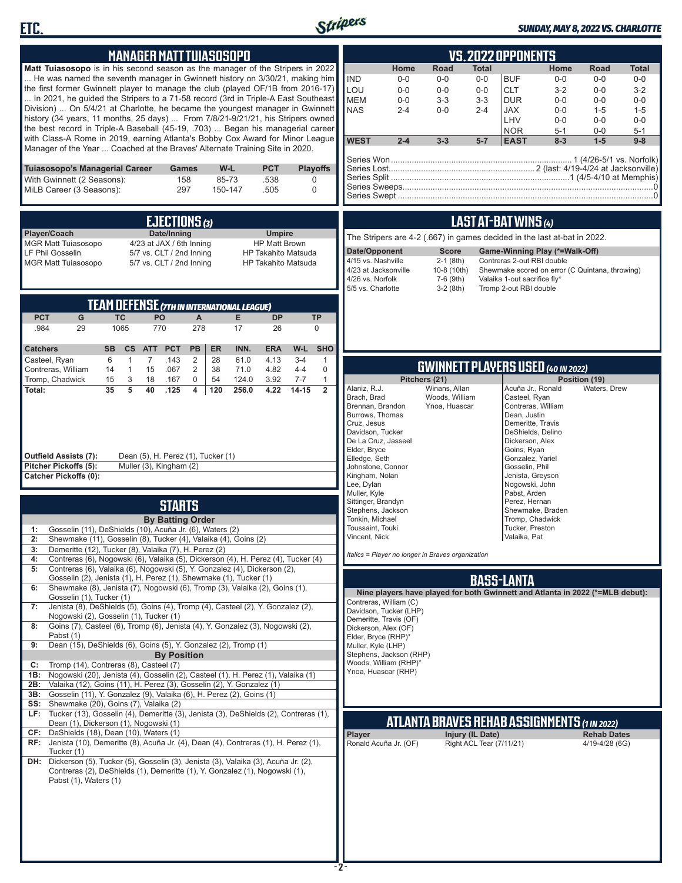## MANAGER MATT TUIASOSOPO

**Matt Tuiasosopo** is in his second season as the manager of the Stripers in 2022 ... He was named the seventh manager in Gwinnett history on 3/30/21, making him the first former Gwinnett player to manage the club (played OF/1B from 2016-17) ... In 2021, he guided the Stripers to a 71-58 record (3rd in Triple-A East Southeast Division) ... On 5/4/21 at Charlotte, he became the youngest manager in Gwinnett history (34 years, 11 months, 25 days) ... From 7/8/21-9/21/21, his Stripers owned the best record in Triple-A Baseball (45-19, .703) ... Began his managerial career with Class-A Rome in 2019, earning Atlanta's Bobby Cox Award for Minor League Manager of the Year ... Coached at the Braves' Alternate Training Site in 2020.

| Tuiasosopo's Managerial Career | Games | W-L | PCT | Playoffs |
|---|---|---|---|---|
| With Gwinnett (2 Seasons): | 158 | 85-73 | .538 | 0 |
| MiLB Career (3 Seasons): | 297 | 150-147 | .505 | 0 |

## EJECTIONS (3)

| Player/Coach | Date/Inning | Umpire |
|---|---|---|
| MGR Matt Tuiasosopo | 4/23 at JAX / 6th Inning | HP Matt Brown |
| LF Phil Gosselin | 5/7 vs. CLT / 2nd Inning | HP Takahito Matsuda |
| MGR Matt Tuiasosopo | 5/7 vs. CLT / 2nd Inning | HP Takahito Matsuda |

## TEAM DEFENSE (7TH IN INTERNATIONAL LEAGUE)

| PCT | G | TC | PO | A | E | DP | TP |
|---|---|---|---|---|---|---|---|
| .984 | 29 | 1065 | 770 | 278 | 17 | 26 | 0 |

| Catchers | SB | CS | ATT | PCT | PB | ER | INN. | ERA | W-L | SHO |
|---|---|---|---|---|---|---|---|---|---|---|
| Casteel, Ryan | 6 | 1 | 7 | .143 | 2 | 28 | 61.0 | 4.13 | 3-4 | 1 |
| Contreras, William | 14 | 1 | 15 | .067 | 2 | 38 | 71.0 | 4.82 | 4-4 | 0 |
| Tromp, Chadwick | 15 | 3 | 18 | .167 | 0 | 54 | 124.0 | 3.92 | 7-7 | 1 |
| **Total:** | **35** | **5** | **40** | **.125** | **4** | **120** | **256.0** | **4.22** | **14-15** | **2** |

**Outfield Assists (7):** Dean (5), H. Perez (1), Tucker (1)
**Pitcher Pickoffs (5):** Muller (3), Kingham (2)
**Catcher Pickoffs (0):**

## STARTS

**By Batting Order**

- **1:** Gosselin (11), DeShields (10), Acuña Jr. (6), Waters (2)
- **2:** Shewmake (11), Gosselin (8), Tucker (4), Valaika (4), Goins (2)
- **3:** Demeritte (12), Tucker (8), Valaika (7), H. Perez (2)
- **4:** Contreras (6), Nogowski (6), Valaika (5), Dickerson (4), H. Perez (4), Tucker (4)
- **5:** Contreras (6), Valaika (6), Nogowski (5), Y. Gonzalez (4), Dickerson (2), Gosselin (2), Jenista (1), H. Perez (1), Shewmake (1), Tucker (1)
- **6:** Shewmake (8), Jenista (7), Nogowski (6), Tromp (3), Valaika (2), Goins (1), Gosselin (1), Tucker (1)
- **7:** Jenista (8), DeShields (5), Goins (4), Tromp (4), Casteel (2), Y. Gonzalez (2), Nogowski (2), Gosselin (1), Tucker (1)
- **8:** Goins (7), Casteel (6), Tromp (6), Jenista (4), Y. Gonzalez (3), Nogowski (2), Pabst (1)
- **9:** Dean (15), DeShields (6), Goins (5), Y. Gonzalez (2), Tromp (1)

**By Position**

- **C:** Tromp (14), Contreras (8), Casteel (7)
- **1B:** Nogowski (20), Jenista (4), Gosselin (2), Casteel (1), H. Perez (1), Valaika (1)
- **2B:** Valaika (12), Goins (11), H. Perez (3), Gosselin (2), Y. Gonzalez (1)
- **3B:** Gosselin (11), Y. Gonzalez (9), Valaika (6), H. Perez (2), Goins (1)
- **SS:** Shewmake (20), Goins (7), Valaika (2)
- **LF:** Tucker (13), Gosselin (4), Demeritte (3), Jenista (3), DeShields (2), Contreras (1), Dean (1), Dickerson (1), Nogowski (1)
- **CF:** DeShields (18), Dean (10), Waters (1)
- **RF:** Jenista (10), Demeritte (8), Acuña Jr. (4), Dean (4), Contreras (1), H. Perez (1), Tucker (1)
- **DH:** Dickerson (5), Tucker (5), Gosselin (3), Jenista (3), Valaika (3), Acuña Jr. (2), Contreras (2), DeShields (1), Demeritte (1), Y. Gonzalez (1), Nogowski (1), Pabst (1), Waters (1)

## VS. 2022 OPPONENTS

| | Home | Road | Total | | Home | Road | Total |
|---|---|---|---|---|---|---|---|
| IND | 0-0 | 0-0 | 0-0 | BUF | 0-0 | 0-0 | 0-0 |
| LOU | 0-0 | 0-0 | 0-0 | CLT | 3-2 | 0-0 | 3-2 |
| MEM | 0-0 | 3-3 | 3-3 | DUR | 0-0 | 0-0 | 0-0 |
| NAS | 2-4 | 0-0 | 2-4 | JAX | 0-0 | 1-5 | 1-5 |
| | | | | LHV | 0-0 | 0-0 | 0-0 |
| | | | | NOR | 5-1 | 0-0 | 5-1 |
| **WEST** | **2-4** | **3-3** | **5-7** | **EAST** | **8-3** | **1-5** | **9-8** |

Series Won: 1 (4/26-5/1 vs. Norfolk)
Series Lost: 2 (last: 4/19-4/24 at Jacksonville)
Series Split: 1 (4/5-4/10 at Memphis)
Series Sweeps: 0
Series Swept: 0

## LAST AT-BAT WINS (4)

The Stripers are 4-2 (.667) in games decided in the last at-bat in 2022.

| Date/Opponent | Score | Game-Winning Play (*=Walk-Off) |
|---|---|---|
| 4/15 vs. Nashville | 2-1 (8th) | Contreras 2-out RBI double |
| 4/23 at Jacksonville | 10-8 (10th) | Shewmake scored on error (C Quintana, throwing) |
| 4/26 vs. Norfolk | 7-6 (9th) | Valaika 1-out sacrifice fly* |
| 5/5 vs. Charlotte | 3-2 (8th) | Tromp 2-out RBI double |

## GWINNETT PLAYERS USED (40 IN 2022)

**Pitchers (21):** Alaniz, R.J.; Brach, Brad; Brennan, Brandon; Burrows, Thomas; Cruz, Jesus; Davidson, Tucker; De La Cruz, Jasseel; Elder, Bryce; Elledge, Seth; Johnstone, Connor; Kingham, Nolan; Lee, Dylan; Muller, Kyle; Sittinger, Brandyn; Stephens, Jackson; Tonkin, Michael; Toussaint, Touki; Vincent, Nick; Winans, Allan; Woods, William; Ynoa, Huascar

**Position (19):** Acuña Jr., Ronald; Casteel, Ryan; Contreras, William; Dean, Justin; Demeritte, Travis; DeShields, Delino; Dickerson, Alex; Goins, Ryan; Gonzalez, Yariel; Gosselin, Phil; Jenista, Greyson; Nogowski, John; Pabst, Arden; Perez, Hernan; Shewmake, Braden; Tromp, Chadwick; Tucker, Preston; Valaika, Pat; Waters, Drew

*Italics = Player no longer in Braves organization*

## BASS-LANTA

**Nine players have played for both Gwinnett and Atlanta in 2022 (*=MLB debut):**

Contreras, William (C)
Davidson, Tucker (LHP)
Demeritte, Travis (OF)
Dickerson, Alex (OF)
Elder, Bryce (RHP)*
Muller, Kyle (LHP)
Stephens, Jackson (RHP)
Woods, William (RHP)*
Ynoa, Huascar (RHP)

## ATLANTA BRAVES REHAB ASSIGNMENTS (1 IN 2022)

| Player | Injury (IL Date) | Rehab Dates |
|---|---|---|
| Ronald Acuña Jr. (OF) | Right ACL Tear (7/11/21) | 4/19-4/28 (6G) |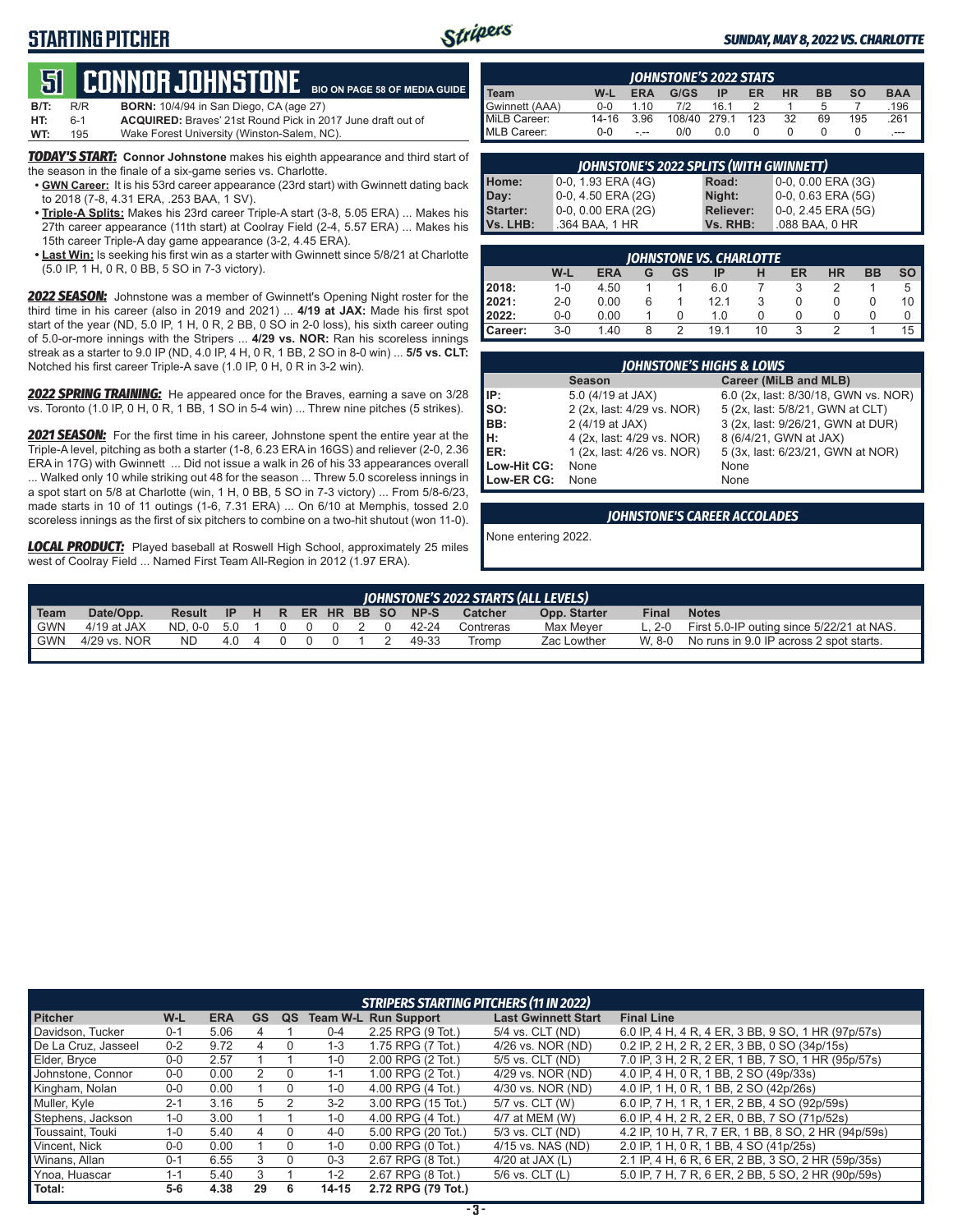# STARTING PITCHER

SUNDAY, MAY 8, 2022 VS. CHARLOTTE

## 51 CONNOR JOHNSTONE

BIO ON PAGE 58 OF MEDIA GUIDE

**B/T:** R/R **BORN:** 10/4/94 in San Diego, CA (age 27)
**HT:** 6-1 **ACQUIRED:** Braves' 21st Round Pick in 2017 June draft out of
**WT:** 195 Wake Forest University (Winston-Salem, NC).

***TODAY'S START:*** **Connor Johnstone** makes his eighth appearance and third start of the season in the finale of a six-game series vs. Charlotte.

- **GWN Career:** It is his 53rd career appearance (23rd start) with Gwinnett dating back to 2018 (7-8, 4.31 ERA, .253 BAA, 1 SV).
- **Triple-A Splits:** Makes his 23rd career Triple-A start (3-8, 5.05 ERA) ... Makes his 27th career appearance (11th start) at Coolray Field (2-4, 5.57 ERA) ... Makes his 15th career Triple-A day game appearance (3-2, 4.45 ERA).
- **Last Win:** Is seeking his first win as a starter with Gwinnett since 5/8/21 at Charlotte (5.0 IP, 1 H, 0 R, 0 BB, 5 SO in 7-3 victory).

***2022 SEASON:*** Johnstone was a member of Gwinnett's Opening Night roster for the third time in his career (also in 2019 and 2021) ... **4/19 at JAX:** Made his first spot start of the year (ND, 5.0 IP, 1 H, 0 R, 2 BB, 0 SO in 2-0 loss), his sixth career outing of 5.0-or-more innings with the Stripers ... **4/29 vs. NOR:** Ran his scoreless innings streak as a starter to 9.0 IP (ND, 4.0 IP, 4 H, 0 R, 1 BB, 2 SO in 8-0 win) ... **5/5 vs. CLT:** Notched his first career Triple-A save (1.0 IP, 0 H, 0 R in 3-2 win).

***2022 SPRING TRAINING:*** He appeared once for the Braves, earning a save on 3/28 vs. Toronto (1.0 IP, 0 H, 0 R, 1 BB, 1 SO in 5-4 win) ... Threw nine pitches (5 strikes).

***2021 SEASON:*** For the first time in his career, Johnstone spent the entire year at the Triple-A level, pitching as both a starter (1-8, 6.23 ERA in 16GS) and reliever (2-0, 2.36 ERA in 17G) with Gwinnett ... Did not issue a walk in 26 of his 33 appearances overall ... Walked only 10 while striking out 48 for the season ... Threw 5.0 scoreless innings in a spot start on 5/8 at Charlotte (win, 1 H, 0 BB, 5 SO in 7-3 victory) ... From 5/8-6/23, made starts in 10 of 11 outings (1-6, 7.31 ERA) ... On 6/10 at Memphis, tossed 2.0 scoreless innings as the first of six pitchers to combine on a two-hit shutout (won 11-0).

***LOCAL PRODUCT:*** Played baseball at Roswell High School, approximately 25 miles west of Coolray Field ... Named First Team All-Region in 2012 (1.97 ERA).

### JOHNSTONE'S 2022 STATS

| Team | W-L | ERA | G/GS | IP | ER | HR | BB | SO | BAA |
|---|---|---|---|---|---|---|---|---|---|
| Gwinnett (AAA) | 0-0 | 1.10 | 7/2 | 16.1 | 2 | 1 | 5 | 7 | .196 |
| MiLB Career: | 14-16 | 3.96 | 108/40 | 279.1 | 123 | 32 | 69 | 195 | .261 |
| MLB Career: | 0-0 | -.-- | 0/0 | 0.0 | 0 | 0 | 0 | 0 | .--- |

### JOHNSTONE'S 2022 SPLITS (WITH GWINNETT)

| | | | |
|---|---|---|---|
| Home: | 0-0, 1.93 ERA (4G) | Road: | 0-0, 0.00 ERA (3G) |
| Day: | 0-0, 4.50 ERA (2G) | Night: | 0-0, 0.63 ERA (5G) |
| Starter: | 0-0, 0.00 ERA (2G) | Reliever: | 0-0, 2.45 ERA (5G) |
| Vs. LHB: | .364 BAA, 1 HR | Vs. RHB: | .088 BAA, 0 HR |

### JOHNSTONE VS. CHARLOTTE

| | W-L | ERA | G | GS | IP | H | ER | HR | BB | SO |
|---|---|---|---|---|---|---|---|---|---|---|
| 2018: | 1-0 | 4.50 | 1 | 1 | 6.0 | 7 | 3 | 2 | 1 | 5 |
| 2021: | 2-0 | 0.00 | 6 | 1 | 12.1 | 3 | 0 | 0 | 0 | 10 |
| 2022: | 0-0 | 0.00 | 1 | 0 | 1.0 | 0 | 0 | 0 | 0 | 0 |
| Career: | 3-0 | 1.40 | 8 | 2 | 19.1 | 10 | 3 | 2 | 1 | 15 |

### JOHNSTONE'S HIGHS & LOWS

| | Season | Career (MiLB and MLB) |
|---|---|---|
| IP: | 5.0 (4/19 at JAX) | 6.0 (2x, last: 8/30/18, GWN vs. NOR) |
| SO: | 2 (2x, last: 4/29 vs. NOR) | 5 (2x, last: 5/8/21, GWN at CLT) |
| BB: | 2 (4/19 at JAX) | 3 (2x, last: 9/26/21, GWN at DUR) |
| H: | 4 (2x, last: 4/29 vs. NOR) | 8 (6/4/21, GWN at JAX) |
| ER: | 1 (2x, last: 4/26 vs. NOR) | 5 (3x, last: 6/23/21, GWN at NOR) |
| Low-Hit CG: | None | None |
| Low-ER CG: | None | None |

### JOHNSTONE'S CAREER ACCOLADES

None entering 2022.

### JOHNSTONE'S 2022 STARTS (ALL LEVELS)

| Team | Date/Opp. | Result | IP | H | R | ER | HR | BB | SO | NP-S | Catcher | Opp. Starter | Final | Notes |
|---|---|---|---|---|---|---|---|---|---|---|---|---|---|---|
| GWN | 4/19 at JAX | ND, 0-0 | 5.0 | 1 | 0 | 0 | 0 | 2 | 0 | 42-24 | Contreras | Max Meyer | L, 2-0 | First 5.0-IP outing since 5/22/21 at NAS. |
| GWN | 4/29 vs. NOR | ND | 4.0 | 4 | 0 | 0 | 0 | 1 | 2 | 49-33 | Tromp | Zac Lowther | W, 8-0 | No runs in 9.0 IP across 2 spot starts. |

### STRIPERS STARTING PITCHERS (11 IN 2022)

| Pitcher | W-L | ERA | GS | QS | Team W-L | Run Support | Last Gwinnett Start | Final Line |
|---|---|---|---|---|---|---|---|---|
| Davidson, Tucker | 0-1 | 5.06 | 4 | 1 | 0-4 | 2.25 RPG (9 Tot.) | 5/4 vs. CLT (ND) | 6.0 IP, 4 H, 4 R, 4 ER, 3 BB, 9 SO, 1 HR (97p/57s) |
| De La Cruz, Jasseel | 0-2 | 9.72 | 4 | 0 | 1-3 | 1.75 RPG (7 Tot.) | 4/26 vs. NOR (ND) | 0.2 IP, 2 H, 2 R, 2 ER, 3 BB, 0 SO (34p/15s) |
| Elder, Bryce | 0-0 | 2.57 | 1 | 1 | 1-0 | 2.00 RPG (2 Tot.) | 5/5 vs. CLT (ND) | 7.0 IP, 3 H, 2 R, 2 ER, 1 BB, 7 SO, 1 HR (95p/57s) |
| Johnstone, Connor | 0-0 | 0.00 | 2 | 0 | 1-1 | 1.00 RPG (2 Tot.) | 4/29 vs. NOR (ND) | 4.0 IP, 4 H, 0 R, 1 BB, 2 SO (49p/33s) |
| Kingham, Nolan | 0-0 | 0.00 | 1 | 0 | 1-0 | 4.00 RPG (4 Tot.) | 4/30 vs. NOR (ND) | 4.0 IP, 1 H, 0 R, 1 BB, 2 SO (42p/26s) |
| Muller, Kyle | 2-1 | 3.16 | 5 | 2 | 3-2 | 3.00 RPG (15 Tot.) | 5/7 vs. CLT (W) | 6.0 IP, 7 H, 1 R, 1 ER, 2 BB, 4 SO (92p/59s) |
| Stephens, Jackson | 1-0 | 3.00 | 1 | 1 | 1-0 | 4.00 RPG (4 Tot.) | 4/7 at MEM (W) | 6.0 IP, 4 H, 2 R, 2 ER, 0 BB, 7 SO (71p/52s) |
| Toussaint, Touki | 1-0 | 5.40 | 4 | 0 | 4-0 | 5.00 RPG (20 Tot.) | 5/3 vs. CLT (ND) | 4.2 IP, 10 H, 7 R, 7 ER, 1 BB, 8 SO, 1 HR (94p/59s) |
| Vincent, Nick | 0-0 | 0.00 | 1 | 0 | 1-0 | 0.00 RPG (0 Tot.) | 4/15 vs. NAS (ND) | 2.0 IP, 1 H, 0 R, 1 BB, 4 SO (41p/25s) |
| Winans, Allan | 0-1 | 6.55 | 3 | 0 | 0-3 | 2.67 RPG (8 Tot.) | 4/20 at JAX (L) | 2.1 IP, 4 H, 6 R, 6 ER, 2 BB, 3 SO, 2 HR (59p/35s) |
| Ynoa, Huascar | 1-1 | 5.40 | 3 | 1 | 1-2 | 2.67 RPG (8 Tot.) | 5/6 vs. CLT (L) | 5.0 IP, 7 H, 7 R, 6 ER, 2 BB, 5 SO, 2 HR (90p/59s) |
| Total: | 5-6 | 4.38 | 29 | 6 | 14-15 | 2.72 RPG (79 Tot.) | | |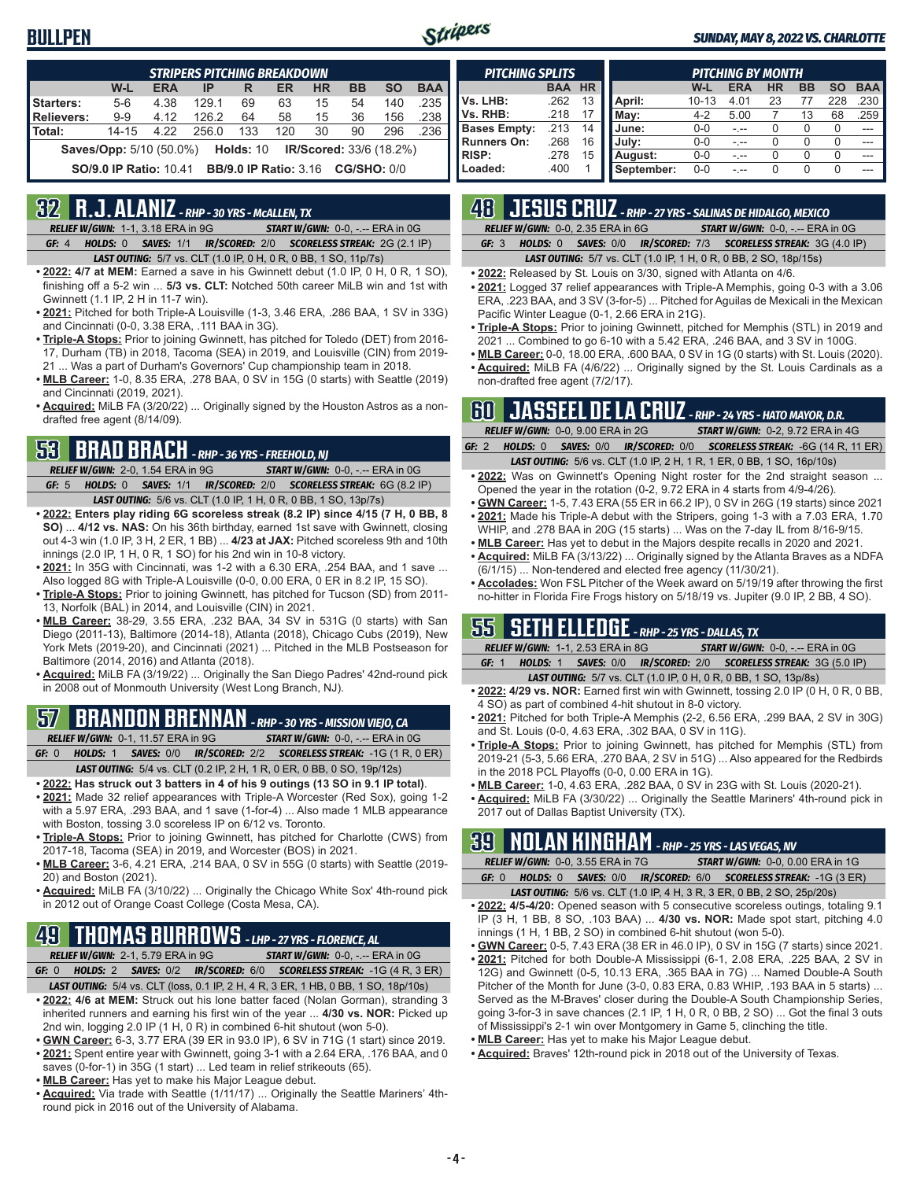# BULLPEN

**SUNDAY, MAY 8, 2022 VS. CHARLOTTE**

| STRIPERS PITCHING BREAKDOWN | W-L | ERA | IP | R | ER | HR | BB | SO | BAA |
|---|---|---|---|---|---|---|---|---|---|
| Starters: | 5-6 | 4.38 | 129.1 | 69 | 63 | 15 | 54 | 140 | .235 |
| Relievers: | 9-9 | 4.12 | 126.2 | 64 | 58 | 15 | 36 | 156 | .238 |
| Total: | 14-15 | 4.22 | 256.0 | 133 | 120 | 30 | 90 | 296 | .236 |

**Saves/Opp:** 5/10 (50.0%) **Holds:** 10 **IR/Scored:** 33/6 (18.2%)

**SO/9.0 IP Ratio:** 10.41 **BB/9.0 IP Ratio:** 3.16 **CG/SHO:** 0/0

| PITCHING SPLITS | BAA | HR |
|---|---|---|
| Vs. LHB: | .262 | 13 |
| Vs. RHB: | .218 | 17 |
| Bases Empty: | .213 | 14 |
| Runners On: | .268 | 16 |
| RISP: | .278 | 15 |
| Loaded: | .400 | 1 |

| PITCHING BY MONTH | W-L | ERA | HR | BB | SO | BAA |
|---|---|---|---|---|---|---|
| April: | 10-13 | 4.01 | 23 | 77 | 228 | .230 |
| May: | 4-2 | 5.00 | 7 | 13 | 68 | .259 |
| June: | 0-0 | -.-- | 0 | 0 | 0 | --- |
| July: | 0-0 | -.-- | 0 | 0 | 0 | --- |
| August: | 0-0 | -.-- | 0 | 0 | 0 | --- |
| September: | 0-0 | -.-- | 0 | 0 | 0 | --- |

## 32 R.J. ALANIZ - RHP - 30 YRS - McALLEN, TX

*RELIEF W/GWN:* 1-1, 3.18 ERA in 9G *START W/GWN:* 0-0, -.-- ERA in 0G

*GF:* 4 *HOLDS:* 0 *SAVES:* 1/1 *IR/SCORED:* 2/0 *SCORELESS STREAK:* 2G (2.1 IP)

*LAST OUTING:* 5/7 vs. CLT (1.0 IP, 0 H, 0 R, 0 BB, 1 SO, 11p/7s)

- **2022: 4/7 at MEM:** Earned a save in his Gwinnett debut (1.0 IP, 0 H, 0 R, 1 SO), finishing off a 5-2 win ... **5/3 vs. CLT:** Notched 50th career MiLB win and 1st with Gwinnett (1.1 IP, 2 H in 11-7 win).
- **2021:** Pitched for both Triple-A Louisville (1-3, 3.46 ERA, .286 BAA, 1 SV in 33G) and Cincinnati (0-0, 3.38 ERA, .111 BAA in 3G).
- **Triple-A Stops:** Prior to joining Gwinnett, has pitched for Toledo (DET) from 2016-17, Durham (TB) in 2018, Tacoma (SEA) in 2019, and Louisville (CIN) from 2019-21 ... Was a part of Durham's Governors' Cup championship team in 2018.
- **MLB Career:** 1-0, 8.35 ERA, .278 BAA, 0 SV in 15G (0 starts) with Seattle (2019) and Cincinnati (2019, 2021).
- **Acquired:** MiLB FA (3/20/22) ... Originally signed by the Houston Astros as a non-drafted free agent (8/14/09).

## 53 BRAD BRACH - RHP - 36 YRS - FREEHOLD, NJ

*RELIEF W/GWN:* 2-0, 1.54 ERA in 9G *START W/GWN:* 0-0, -.-- ERA in 0G

*GF:* 5 *HOLDS:* 0 *SAVES:* 1/1 *IR/SCORED:* 2/0 *SCORELESS STREAK:* 6G (8.2 IP)

*LAST OUTING:* 5/6 vs. CLT (1.0 IP, 1 H, 0 R, 0 BB, 1 SO, 13p/7s)

- **2022: Enters play riding 6G scoreless streak (8.2 IP) since 4/15 (7 H, 0 BB, 8 SO)** ... **4/12 vs. NAS:** On his 36th birthday, earned 1st save with Gwinnett, closing out 4-3 win (1.0 IP, 3 H, 2 ER, 1 BB) ... **4/23 at JAX:** Pitched scoreless 9th and 10th innings (2.0 IP, 1 H, 0 R, 1 SO) for his 2nd win in 10-8 victory.
- **2021:** In 35G with Cincinnati, was 1-2 with a 6.30 ERA, .254 BAA, and 1 save ... Also logged 8G with Triple-A Louisville (0-0, 0.00 ERA, 0 ER in 8.2 IP, 15 SO).
- **Triple-A Stops:** Prior to joining Gwinnett, has pitched for Tucson (SD) from 2011-13, Norfolk (BAL) in 2014, and Louisville (CIN) in 2021.
- **MLB Career:** 38-29, 3.55 ERA, .232 BAA, 34 SV in 531G (0 starts) with San Diego (2011-13), Baltimore (2014-18), Atlanta (2018), Chicago Cubs (2019), New York Mets (2019-20), and Cincinnati (2021) ... Pitched in the MLB Postseason for Baltimore (2014, 2016) and Atlanta (2018).
- **Acquired:** MiLB FA (3/19/22) ... Originally the San Diego Padres' 42nd-round pick in 2008 out of Monmouth University (West Long Branch, NJ).

## 57 BRANDON BRENNAN - RHP - 30 YRS - MISSION VIEJO, CA

*RELIEF W/GWN:* 0-1, 11.57 ERA in 9G *START W/GWN:* 0-0, -.-- ERA in 0G

*GF:* 0 *HOLDS:* 1 *SAVES:* 0/0 *IR/SCORED:* 2/2 *SCORELESS STREAK:* -1G (1 R, 0 ER)

*LAST OUTING:* 5/4 vs. CLT (0.2 IP, 2 H, 1 R, 0 ER, 0 BB, 0 SO, 19p/12s)

- **2022: Has struck out 3 batters in 4 of his 9 outings (13 SO in 9.1 IP total)**.
- **2021:** Made 32 relief appearances with Triple-A Worcester (Red Sox), going 1-2 with a 5.97 ERA, .293 BAA, and 1 save (1-for-4) ... Also made 1 MLB appearance with Boston, tossing 3.0 scoreless IP on 6/12 vs. Toronto.
- **Triple-A Stops:** Prior to joining Gwinnett, has pitched for Charlotte (CWS) from 2017-18, Tacoma (SEA) in 2019, and Worcester (BOS) in 2021.
- **MLB Career:** 3-6, 4.21 ERA, .214 BAA, 0 SV in 55G (0 starts) with Seattle (2019-20) and Boston (2021).
- **Acquired:** MiLB FA (3/10/22) ... Originally the Chicago White Sox' 4th-round pick in 2012 out of Orange Coast College (Costa Mesa, CA).

## 49 THOMAS BURROWS - LHP - 27 YRS - FLORENCE, AL

*RELIEF W/GWN:* 2-1, 5.79 ERA in 9G *START W/GWN:* 0-0, -.-- ERA in 0G

*GF:* 0 *HOLDS:* 2 *SAVES:* 0/2 *IR/SCORED:* 6/0 *SCORELESS STREAK:* -1G (4 R, 3 ER)

*LAST OUTING:* 5/4 vs. CLT (loss, 0.1 IP, 2 H, 4 R, 3 ER, 1 HB, 0 BB, 1 SO, 18p/10s)

- **2022: 4/6 at MEM:** Struck out his lone batter faced (Nolan Gorman), stranding 3 inherited runners and earning his first win of the year ... **4/30 vs. NOR:** Picked up 2nd win, logging 2.0 IP (1 H, 0 R) in combined 6-hit shutout (won 5-0).
- **GWN Career:** 6-3, 3.77 ERA (39 ER in 93.0 IP), 6 SV in 71G (1 start) since 2019.
- **2021:** Spent entire year with Gwinnett, going 3-1 with a 2.64 ERA, .176 BAA, and 0 saves (0-for-1) in 35G (1 start) ... Led team in relief strikeouts (65).
- **MLB Career:** Has yet to make his Major League debut.
- **Acquired:** Via trade with Seattle (1/11/17) ... Originally the Seattle Mariners' 4th-round pick in 2016 out of the University of Alabama.

## 48 JESUS CRUZ - RHP - 27 YRS - SALINAS DE HIDALGO, MEXICO

*RELIEF W/GWN:* 0-0, 2.35 ERA in 6G *START W/GWN:* 0-0, -.-- ERA in 0G

*GF:* 3 *HOLDS:* 0 *SAVES:* 0/0 *IR/SCORED:* 7/3 *SCORELESS STREAK:* 3G (4.0 IP)

*LAST OUTING:* 5/7 vs. CLT (1.0 IP, 1 H, 0 R, 0 BB, 2 SO, 18p/15s)

- **2022:** Released by St. Louis on 3/30, signed with Atlanta on 4/6.
- **2021:** Logged 37 relief appearances with Triple-A Memphis, going 0-3 with a 3.06 ERA, .223 BAA, and 3 SV (3-for-5) ... Pitched for Aguilas de Mexicali in the Mexican Pacific Winter League (0-1, 2.66 ERA in 21G).
- **Triple-A Stops:** Prior to joining Gwinnett, pitched for Memphis (STL) in 2019 and 2021 ... Combined to go 6-10 with a 5.42 ERA, .246 BAA, and 3 SV in 100G.
- **MLB Career:** 0-0, 18.00 ERA, .600 BAA, 0 SV in 1G (0 starts) with St. Louis (2020).
- **Acquired:** MiLB FA (4/6/22) ... Originally signed by the St. Louis Cardinals as a non-drafted free agent (7/2/17).

## 60 JASSEEL DE LA CRUZ - RHP - 24 YRS - HATO MAYOR, D.R.

*RELIEF W/GWN:* 0-0, 9.00 ERA in 2G *START W/GWN:* 0-2, 9.72 ERA in 4G

*GF:* 2 *HOLDS:* 0 *SAVES:* 0/0 *IR/SCORED:* 0/0 *SCORELESS STREAK:* -6G (14 R, 11 ER)

*LAST OUTING:* 5/6 vs. CLT (1.0 IP, 2 H, 1 R, 1 ER, 0 BB, 1 SO, 16p/10s)

- **2022:** Was on Gwinnett's Opening Night roster for the 2nd straight season ... Opened the year in the rotation (0-2, 9.72 ERA in 4 starts from 4/9-4/26).
- **GWN Career:** 1-5, 7.43 ERA (55 ER in 66.2 IP), 0 SV in 26G (19 starts) since 2021
- **2021:** Made his Triple-A debut with the Stripers, going 1-3 with a 7.03 ERA, 1.70 WHIP, and .278 BAA in 20G (15 starts) ... Was on the 7-day IL from 8/16-9/15.
- **MLB Career:** Has yet to debut in the Majors despite recalls in 2020 and 2021.
- **Acquired:** MiLB FA (3/13/22) ... Originally signed by the Atlanta Braves as a NDFA (6/1/15) ... Non-tendered and elected free agency (11/30/21).
- **Accolades:** Won FSL Pitcher of the Week award on 5/19/19 after throwing the first no-hitter in Florida Fire Frogs history on 5/18/19 vs. Jupiter (9.0 IP, 2 BB, 4 SO).

## 55 SETH ELLEDGE - RHP - 25 YRS - DALLAS, TX

*RELIEF W/GWN:* 1-1, 2.53 ERA in 8G *START W/GWN:* 0-0, -.-- ERA in 0G

*GF:* 1 *HOLDS:* 1 *SAVES:* 0/0 *IR/SCORED:* 2/0 *SCORELESS STREAK:* 3G (5.0 IP)

*LAST OUTING:* 5/7 vs. CLT (1.0 IP, 0 H, 0 R, 0 BB, 1 SO, 13p/8s)

- **2022: 4/29 vs. NOR:** Earned first win with Gwinnett, tossing 2.0 IP (0 H, 0 R, 0 BB, 4 SO) as part of combined 4-hit shutout in 8-0 victory.
- **2021:** Pitched for both Triple-A Memphis (2-2, 6.56 ERA, .299 BAA, 2 SV in 30G) and St. Louis (0-0, 4.63 ERA, .302 BAA, 0 SV in 11G).
- **Triple-A Stops:** Prior to joining Gwinnett, has pitched for Memphis (STL) from 2019-21 (5-3, 5.66 ERA, .270 BAA, 2 SV in 51G) ... Also appeared for the Redbirds in the 2018 PCL Playoffs (0-0, 0.00 ERA in 1G).
- **MLB Career:** 1-0, 4.63 ERA, .282 BAA, 0 SV in 23G with St. Louis (2020-21).
- **Acquired:** MiLB FA (3/30/22) ... Originally the Seattle Mariners' 4th-round pick in 2017 out of Dallas Baptist University (TX).

## 39 NOLAN KINGHAM - RHP - 25 YRS - LAS VEGAS, NV

*RELIEF W/GWN:* 0-0, 3.55 ERA in 7G *START W/GWN:* 0-0, 0.00 ERA in 1G

*GF:* 0 *HOLDS:* 0 *SAVES:* 0/0 *IR/SCORED:* 6/0 *SCORELESS STREAK:* -1G (3 ER)

*LAST OUTING:* 5/6 vs. CLT (1.0 IP, 4 H, 3 R, 3 ER, 0 BB, 2 SO, 25p/20s)

- **2022: 4/5-4/20:** Opened season with 5 consecutive scoreless outings, totaling 9.1 IP (3 H, 1 BB, 8 SO, .103 BAA) ... **4/30 vs. NOR:** Made spot start, pitching 4.0 innings (1 H, 1 BB, 2 SO) in combined 6-hit shutout (won 5-0).
- **GWN Career:** 0-5, 7.43 ERA (38 ER in 46.0 IP), 0 SV in 15G (7 starts) since 2021.
- **2021:** Pitched for both Double-A Mississippi (6-1, 2.08 ERA, .225 BAA, 2 SV in 12G) and Gwinnett (0-5, 10.13 ERA, .365 BAA in 7G) ... Named Double-A South Pitcher of the Month for June (3-0, 0.83 ERA, 0.83 WHIP, .193 BAA in 5 starts) ... Served as the M-Braves' closer during the Double-A South Championship Series, going 3-for-3 in save chances (2.1 IP, 1 H, 0 R, 0 BB, 2 SO) ... Got the final 3 outs of Mississippi's 2-1 win over Montgomery in Game 5, clinching the title.
- **MLB Career:** Has yet to make his Major League debut.
- **Acquired:** Braves' 12th-round pick in 2018 out of the University of Texas.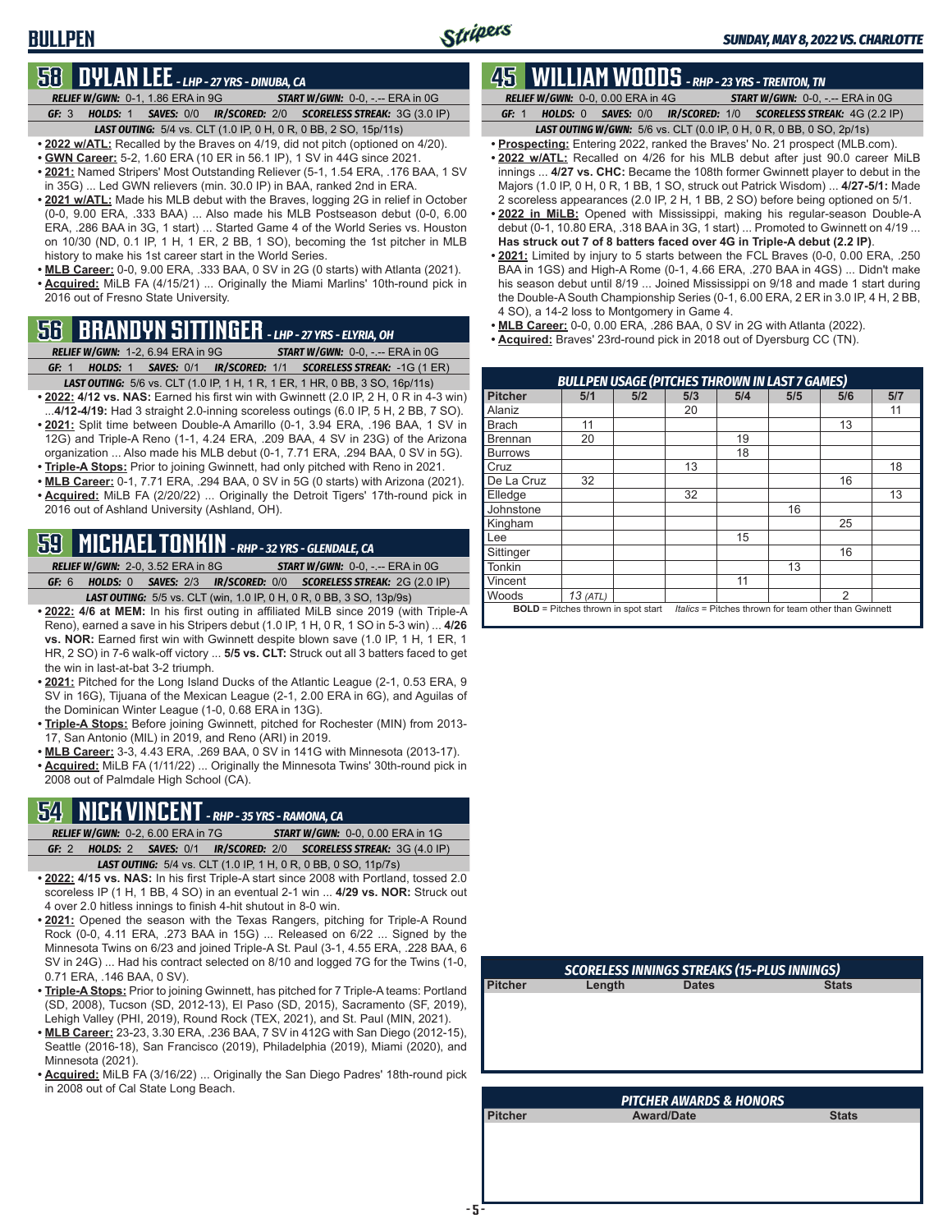## BULLPEN

### 58 DYLAN LEE - LHP - 27 YRS - DINUBA, CA

*RELIEF W/GWN:* 0-1, 1.86 ERA in 9G | *START W/GWN:* 0-0, -.-- ERA in 0G
*GF:* 3 | *HOLDS:* 1 | *SAVES:* 0/0 | *IR/SCORED:* 2/0 | *SCORELESS STREAK:* 3G (3.0 IP)
*LAST OUTING:* 5/4 vs. CLT (1.0 IP, 0 H, 0 R, 0 BB, 2 SO, 15p/11s)

- **2022 w/ATL:** Recalled by the Braves on 4/19, did not pitch (optioned on 4/20).
- **GWN Career:** 5-2, 1.60 ERA (10 ER in 56.1 IP), 1 SV in 44G since 2021.
- **2021:** Named Stripers' Most Outstanding Reliever (5-1, 1.54 ERA, .176 BAA, 1 SV in 35G) ... Led GWN relievers (min. 30.0 IP) in BAA, ranked 2nd in ERA.
- **2021 w/ATL:** Made his MLB debut with the Braves, logging 2G in relief in October (0-0, 9.00 ERA, .333 BAA) ... Also made his MLB Postseason debut (0-0, 6.00 ERA, .286 BAA in 3G, 1 start) ... Started Game 4 of the World Series vs. Houston on 10/30 (ND, 0.1 IP, 1 H, 1 ER, 2 BB, 1 SO), becoming the 1st pitcher in MLB history to make his 1st career start in the World Series.
- **MLB Career:** 0-0, 9.00 ERA, .333 BAA, 0 SV in 2G (0 starts) with Atlanta (2021).
- **Acquired:** MiLB FA (4/15/21) ... Originally the Miami Marlins' 10th-round pick in 2016 out of Fresno State University.

### 56 BRANDYN SITTINGER - LHP - 27 YRS - ELYRIA, OH

*RELIEF W/GWN:* 1-2, 6.94 ERA in 8G | *START W/GWN:* 0-0, -.-- ERA in 0G
*GF:* 1 | *HOLDS:* 1 | *SAVES:* 0/1 | *IR/SCORED:* 1/1 | *SCORELESS STREAK:* -1G (1 ER)
*LAST OUTING:* 5/6 vs. CLT (1.0 IP, 1 H, 1 R, 1 ER, 1 HR, 0 BB, 3 SO, 16p/11s)

- **2022: 4/12 vs. NAS:** Earned his first win with Gwinnett (2.0 IP, 2 H, 0 R in 4-3 win) ...**4/12-4/19:** Had 3 straight 2.0-inning scoreless outings (6.0 IP, 5 H, 2 BB, 7 SO).
- **2021:** Split time between Double-A Amarillo (0-1, 3.94 ERA, .196 BAA, 1 SV in 12G) and Triple-A Reno (1-1, 4.24 ERA, .209 BAA, 4 SV in 23G) of the Arizona organization ... Also made his MLB debut (0-1, 7.71 ERA, .294 BAA, 0 SV in 5G).
- **Triple-A Stops:** Prior to joining Gwinnett, had only pitched with Reno in 2021.
- **MLB Career:** 0-1, 7.71 ERA, .294 BAA, 0 SV in 5G (0 starts) with Arizona (2021).
- **Acquired:** MiLB FA (2/20/22) ... Originally the Detroit Tigers' 17th-round pick in 2016 out of Ashland University (Ashland, OH).

### 59 MICHAEL TONKIN - RHP - 32 YRS - GLENDALE, CA

*RELIEF W/GWN:* 2-0, 3.52 ERA in 8G | *START W/GWN:* 0-0, -.-- ERA in 0G
*GF:* 6 | *HOLDS:* 0 | *SAVES:* 2/3 | *IR/SCORED:* 0/0 | *SCORELESS STREAK:* 2G (2.0 IP)
*LAST OUTING:* 5/5 vs. CLT (win, 1.0 IP, 0 H, 0 R, 0 BB, 3 SO, 13p/9s)

- **2022: 4/6 at MEM:** In his first outing in affiliated MiLB since 2019 (with Triple-A Reno), earned a save in his Stripers debut (1.0 IP, 1 H, 0 R, 1 SO in 5-3 win) ... **4/26 vs. NOR:** Earned first win with Gwinnett despite blown save (1.0 IP, 1 H, 1 ER, 1 HR, 2 SO) in 7-6 walk-off victory ... **5/5 vs. CLT:** Struck out all 3 batters faced to get the win in last-at-bat 3-2 triumph.
- **2021:** Pitched for the Long Island Ducks of the Atlantic League (2-1, 0.53 ERA, 9 SV in 16G), Tijuana of the Mexican League (2-1, 2.00 ERA in 6G), and Aguilas of the Dominican Winter League (1-0, 0.68 ERA in 13G).
- **Triple-A Stops:** Before joining Gwinnett, pitched for Rochester (MIN) from 2013-17, San Antonio (MIL) in 2019, and Reno (ARI) in 2019.
- **MLB Career:** 3-3, 4.43 ERA, .269 BAA, 0 SV in 141G with Minnesota (2013-17).
- **Acquired:** MiLB FA (1/11/22) ... Originally the Minnesota Twins' 30th-round pick in 2008 out of Palmdale High School (CA).

### 54 NICK VINCENT - RHP - 35 YRS - RAMONA, CA

*RELIEF W/GWN:* 0-2, 6.00 ERA in 7G | *START W/GWN:* 0-0, 0.00 ERA in 1G
*GF:* 2 | *HOLDS:* 2 | *SAVES:* 0/1 | *IR/SCORED:* 2/0 | *SCORELESS STREAK:* 3G (4.0 IP)
*LAST OUTING:* 5/4 vs. CLT (1.0 IP, 1 H, 0 R, 0 BB, 0 SO, 11p/7s)

- **2022: 4/15 vs. NAS:** In his first Triple-A start since 2008 with Portland, tossed 2.0 scoreless IP (1 H, 1 BB, 4 SO) in an eventual 2-1 win ... **4/29 vs. NOR:** Struck out 4 over 2.0 hitless innings to finish 4-hit shutout in 8-0 win.
- **2021:** Opened the season with the Texas Rangers, pitching for Triple-A Round Rock (0-0, 4.11 ERA, .273 BAA in 15G) ... Released on 6/22 ... Signed by the Minnesota Twins on 6/23 and joined Triple-A St. Paul (3-1, 4.55 ERA, .228 BAA, 6 SV in 24G) ... Had his contract selected on 8/10 and logged 7G for the Twins (1-0, 0.71 ERA, .146 BAA, 0 SV).
- **Triple-A Stops:** Prior to joining Gwinnett, has pitched for 7 Triple-A teams: Portland (SD, 2008), Tucson (SD, 2012-13), El Paso (SD, 2015), Sacramento (SF, 2019), Lehigh Valley (PHI, 2019), Round Rock (TEX, 2021), and St. Paul (MIN, 2021).
- **MLB Career:** 23-23, 3.30 ERA, .236 BAA, 7 SV in 412G with San Diego (2012-15), Seattle (2016-18), San Francisco (2019), Philadelphia (2019), Miami (2020), and Minnesota (2021).
- **Acquired:** MiLB FA (3/16/22) ... Originally the San Diego Padres' 18th-round pick in 2008 out of Cal State Long Beach.

### 45 WILLIAM WOODS - RHP - 23 YRS - TRENTON, TN

*RELIEF W/GWN:* 0-0, 0.00 ERA in 4G | *START W/GWN:* 0-0, -.-- ERA in 0G
*GF:* 1 | *HOLDS:* 0 | *SAVES:* 0/0 | *IR/SCORED:* 1/0 | *SCORELESS STREAK:* 4G (2.2 IP)
*LAST OUTING W/GWN:* 5/6 vs. CLT (0.0 IP, 0 H, 0 R, 0 BB, 0 SO, 2p/1s)

- **Prospecting:** Entering 2022, ranked the Braves' No. 21 prospect (MLB.com).
- **2022 w/ATL:** Recalled on 4/26 for his MLB debut after just 90.0 career MiLB innings ... **4/27 vs. CHC:** Became the 108th former Gwinnett player to debut in the Majors (1.0 IP, 0 H, 0 R, 1 BB, 1 SO, struck out Patrick Wisdom) ... **4/27-5/1:** Made 2 scoreless appearances (2.0 IP, 2 H, 1 BB, 2 SO) before being optioned on 5/1.
- **2022 in MiLB:** Opened with Mississippi, making his regular-season Double-A debut (0-1, 10.80 ERA, .318 BAA in 3G, 1 start) ... Promoted to Gwinnett on 4/19 ... **Has struck out 7 of 8 batters faced over 4G in Triple-A debut (2.2 IP)**.
- **2021:** Limited by injury to 5 starts between the FCL Braves (0-0, 0.00 ERA, .250 BAA in 1GS) and High-A Rome (0-1, 4.66 ERA, .270 BAA in 4GS) ... Didn't make his season debut until 8/19 ... Joined Mississippi on 9/18 and made 1 start during the Double-A South Championship Series (0-1, 6.00 ERA, 2 ER in 3.0 IP, 4 H, 2 BB, 4 SO), a 14-2 loss to Montgomery in Game 4.
- **MLB Career:** 0-0, 0.00 ERA, .286 BAA, 0 SV in 2G with Atlanta (2022).
- **Acquired:** Braves' 23rd-round pick in 2018 out of Dyersburg CC (TN).

#### BULLPEN USAGE (PITCHES THROWN IN LAST 7 GAMES)

| Pitcher | 5/1 | 5/2 | 5/3 | 5/4 | 5/5 | 5/6 | 5/7 |
|---|---|---|---|---|---|---|---|
| Alaniz | | | 20 | | | | 11 |
| Brach | 11 | | | | | 13 | |
| Brennan | 20 | | | 19 | | | |
| Burrows | | | | 18 | | | |
| Cruz | | | 13 | | | | 18 |
| De La Cruz | 32 | | | | | 16 | |
| Elledge | | | 32 | | | | 13 |
| Johnstone | | | | | 16 | | |
| Kingham | | | | | | 25 | |
| Lee | | | | 15 | | | |
| Sittinger | | | | | | 16 | |
| Tonkin | | | | | 13 | | |
| Vincent | | | | 11 | | | |
| Woods | *13 (ATL)* | | | | | 2 | |

**BOLD** = Pitches thrown in spot start *Italics* = Pitches thrown for team other than Gwinnett

#### SCORELESS INNINGS STREAKS (15-PLUS INNINGS)

| Pitcher | Length | Dates | Stats |
|---|---|---|---|

#### PITCHER AWARDS & HONORS

| Pitcher | Award/Date | Stats |
|---|---|---|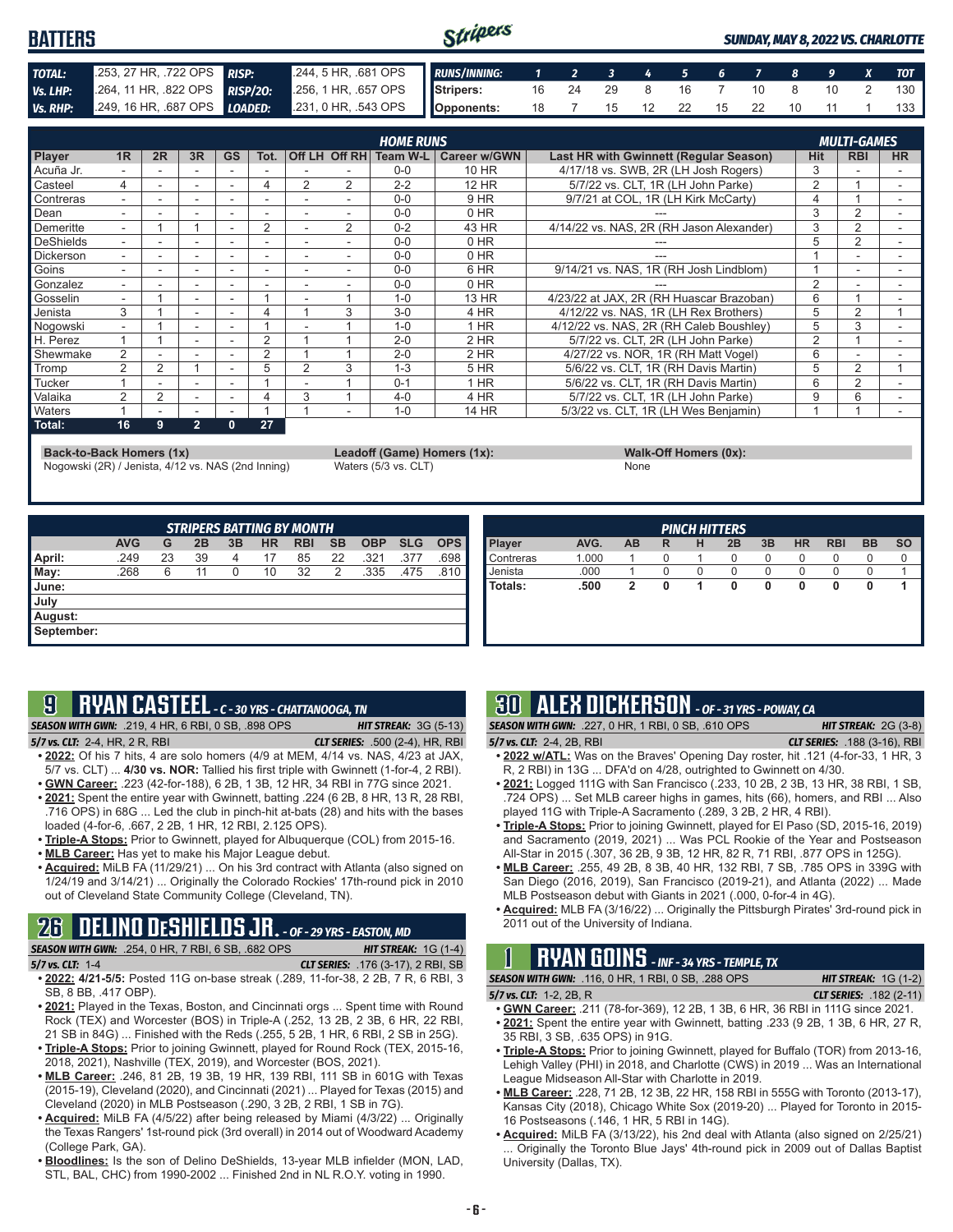## BATTERS

*SUNDAY, MAY 8, 2022 VS. CHARLOTTE*

| | | | |
|---|---|---|---|
| **TOTAL:** | .253, 27 HR, .722 OPS | **RISP:** | .244, 5 HR, .681 OPS |
| **Vs. LHP:** | .264, 11 HR, .822 OPS | **RISP/2O:** | .256, 1 HR, .657 OPS |
| **Vs. RHP:** | .249, 16 HR, .687 OPS | **LOADED:** | .231, 0 HR, .543 OPS |

| RUNS/INNING: | 1 | 2 | 3 | 4 | 5 | 6 | 7 | 8 | 9 | X | TOT |
|---|---|---|---|---|---|---|---|---|---|---|---|
| Stripers: | 16 | 24 | 29 | 8 | 16 | 7 | 10 | 8 | 10 | 2 | 130 |
| Opponents: | 18 | 7 | 15 | 12 | 22 | 15 | 22 | 10 | 11 | 1 | 133 |

| | HOME RUNS | | | | | | | | | | MULTI-GAMES | | |
|---|---|---|---|---|---|---|---|---|---|---|---|---|---|
| Player | 1R | 2R | 3R | GS | Tot. | Off LH | Off RH | Team W-L | Career w/GWN | Last HR with Gwinnett (Regular Season) | Hit | RBI | HR |
| Acuña Jr. | - | - | - | - | - | - | - | 0-0 | 10 HR | 4/17/18 vs. SWB, 2R (LH Josh Rogers) | 3 | - | - |
| Casteel | 4 | - | - | - | 4 | 2 | 2 | 2-2 | 12 HR | 5/7/22 vs. CLT, 1R (LH John Parke) | 2 | 1 | - |
| Contreras | - | - | - | - | - | - | - | 0-0 | 9 HR | 9/7/21 at COL, 1R (LH Kirk McCarty) | 4 | 1 | - |
| Dean | - | - | - | - | - | - | - | 0-0 | 0 HR | --- | 3 | 2 | - |
| Demeritte | - | 1 | 1 | - | 2 | - | 2 | 0-2 | 43 HR | 4/14/22 vs. NAS, 2R (RH Jason Alexander) | 3 | 2 | - |
| DeShields | - | - | - | - | - | - | - | 0-0 | 0 HR | --- | 5 | 2 | - |
| Dickerson | - | - | - | - | - | - | - | 0-0 | 0 HR | --- | 1 | - | - |
| Goins | - | - | - | - | - | - | - | 0-0 | 6 HR | 9/14/21 vs. NAS, 1R (RH Josh Lindblom) | 1 | - | - |
| Gonzalez | - | - | - | - | - | - | - | 0-0 | 0 HR | --- | 2 | - | - |
| Gosselin | - | 1 | - | - | 1 | - | 1 | 1-0 | 13 HR | 4/23/22 at JAX, 2R (RH Huascar Brazoban) | 6 | 1 | - |
| Jenista | 3 | 1 | - | - | 4 | 1 | 3 | 3-0 | 4 HR | 4/12/22 vs. NAS, 1R (LH Rex Brothers) | 5 | 2 | 1 |
| Nogowski | - | 1 | - | - | 1 | - | 1 | 1-0 | 1 HR | 4/12/22 vs. NAS, 2R (RH Caleb Boushley) | 5 | 3 | - |
| H. Perez | 1 | 1 | - | - | 2 | 1 | 1 | 2-0 | 2 HR | 5/7/22 vs. CLT, 2R (LH John Parke) | 2 | 1 | - |
| Shewmake | 2 | - | - | - | 2 | 1 | 1 | 2-0 | 2 HR | 4/27/22 vs. NOR, 1R (RH Matt Vogel) | 6 | - | - |
| Tromp | 2 | 2 | 1 | - | 5 | 2 | 3 | 1-3 | 5 HR | 5/6/22 vs. CLT, 1R (RH Davis Martin) | 5 | 2 | 1 |
| Tucker | 1 | - | - | - | 1 | - | 1 | 0-1 | 1 HR | 5/6/22 vs. CLT, 1R (RH Davis Martin) | 6 | 2 | - |
| Valaika | 2 | 2 | - | - | 4 | 3 | 1 | 4-0 | 4 HR | 5/7/22 vs. CLT, 1R (LH John Parke) | 9 | 6 | - |
| Waters | 1 | - | - | - | 1 | 1 | - | 1-0 | 14 HR | 5/3/22 vs. CLT, 1R (LH Wes Benjamin) | 1 | 1 | - |
| **Total:** | **16** | **9** | **2** | **0** | **27** | | | | | | | | |

**Back-to-Back Homers (1x)**
Nogowski (2R) / Jenista, 4/12 vs. NAS (2nd Inning)

**Leadoff (Game) Homers (1x):**
Waters (5/3 vs. CLT)

**Walk-Off Homers (0x):**
None

### STRIPERS BATTING BY MONTH

| | AVG | G | 2B | 3B | HR | RBI | SB | OBP | SLG | OPS |
|---|---|---|---|---|---|---|---|---|---|---|
| April: | .249 | 23 | 39 | 4 | 17 | 85 | 22 | .321 | .377 | .698 |
| May: | .268 | 6 | 11 | 0 | 10 | 32 | 2 | .335 | .475 | .810 |
| June: | | | | | | | | | | |
| July | | | | | | | | | | |
| August: | | | | | | | | | | |
| September: | | | | | | | | | | |

### PINCH HITTERS

| Player | AVG. | AB | R | H | 2B | 3B | HR | RBI | BB | SO |
|---|---|---|---|---|---|---|---|---|---|---|
| Contreras | 1.000 | 1 | 0 | 1 | 0 | 0 | 0 | 0 | 0 | 0 |
| Jenista | .000 | 1 | 0 | 0 | 0 | 0 | 0 | 0 | 0 | 1 |
| **Totals:** | **.500** | **2** | **0** | **1** | **0** | **0** | **0** | **0** | **0** | **1** |

## 9 RYAN CASTEEL - C - 30 YRS - CHATTANOOGA, TN

**SEASON WITH GWN:** .219, 4 HR, 6 RBI, 0 SB, .898 OPS — **HIT STREAK:** 3G (5-13)
**5/7 vs. CLT:** 2-4, HR, 2 R, RBI — **CLT SERIES:** .500 (2-4), HR, RBI

- **2022:** Of his 7 hits, 4 are solo homers (4/9 at MEM, 4/14 vs. NAS, 4/23 at JAX, 5/7 vs. CLT) ... **4/30 vs. NOR:** Tallied his first triple with Gwinnett (1-for-4, 2 RBI).
- **GWN Career:** .223 (42-for-188), 6 2B, 1 3B, 12 HR, 34 RBI in 77G since 2021.
- **2021:** Spent the entire year with Gwinnett, batting .224 (6 2B, 8 HR, 13 R, 28 RBI, .716 OPS) in 68G ... Led the club in pinch-hit at-bats (28) and hits with the bases loaded (4-for-6, .667, 2 2B, 1 HR, 12 RBI, 2.125 OPS).
- **Triple-A Stops:** Prior to Gwinnett, played for Albuquerque (COL) from 2015-16.
- **MLB Career:** Has yet to make his Major League debut.
- **Acquired:** MiLB FA (11/29/21) ... On his 3rd contract with Atlanta (also signed on 1/24/19 and 3/14/21) ... Originally the Colorado Rockies' 17th-round pick in 2010 out of Cleveland State Community College (Cleveland, TN).

## 26 DELINO DESHIELDS JR. - OF - 29 YRS - EASTON, MD

**SEASON WITH GWN:** .254, 0 HR, 7 RBI, 6 SB, .682 OPS — **HIT STREAK:** 1G (1-4)
**5/7 vs. CLT:** 1-4 — **CLT SERIES:** .176 (3-17), 2 RBI, SB

- **2022: 4/21-5/5:** Posted 11G on-base streak (.289, 11-for-38, 2 2B, 7 R, 6 RBI, 3 SB, 8 BB, .417 OBP).
- **2021:** Played in the Texas, Boston, and Cincinnati orgs ... Spent time with Round Rock (TEX) and Worcester (BOS) in Triple-A (.252, 13 2B, 2 3B, 6 HR, 22 RBI, 21 SB in 84G) ... Finished with the Reds (.255, 5 2B, 1 HR, 6 RBI, 2 SB in 25G).
- **Triple-A Stops:** Prior to joining Gwinnett, played for Round Rock (TEX, 2015-16, 2018, 2021), Nashville (TEX, 2019), and Worcester (BOS, 2021).
- **MLB Career:** .246, 81 2B, 19 3B, 19 HR, 139 RBI, 111 SB in 601G with Texas (2015-19), Cleveland (2020), and Cincinnati (2021) ... Played for Texas (2015) and Cleveland (2020) in MLB Postseason (.290, 3 2B, 2 RBI, 1 SB in 7G).
- **Acquired:** MiLB FA (4/5/22) after being released by Miami (4/3/22) ... Originally the Texas Rangers' 1st-round pick (3rd overall) in 2014 out of Woodward Academy (College Park, GA).
- **Bloodlines:** Is the son of Delino DeShields, 13-year MLB infielder (MON, LAD, STL, BAL, CHC) from 1990-2002 ... Finished 2nd in NL R.O.Y. voting in 1990.

## 30 ALEX DICKERSON - OF - 31 YRS - POWAY, CA

**SEASON WITH GWN:** .227, 0 HR, 1 RBI, 0 SB, .610 OPS — **HIT STREAK:** 2G (3-8)
**5/7 vs. CLT:** 2-4, 2B, RBI — **CLT SERIES:** .188 (3-16), RBI

- **2022 w/ATL:** Was on the Braves' Opening Day roster, hit .121 (4-for-33, 1 HR, 3 R, 2 RBI) in 13G ... DFA'd on 4/28, outrighted to Gwinnett on 4/30.
- **2021:** Logged 111G with San Francisco (.233, 10 2B, 2 3B, 13 HR, 38 RBI, 1 SB, .724 OPS) ... Set MLB career highs in games, hits (66), homers, and RBI ... Also played 11G with Triple-A Sacramento (.289, 3 2B, 2 HR, 4 RBI).
- **Triple-A Stops:** Prior to joining Gwinnett, played for El Paso (SD, 2015-16, 2019) and Sacramento (2019, 2021) ... Was PCL Rookie of the Year and Postseason All-Star in 2015 (.307, 36 2B, 9 3B, 12 HR, 82 R, 71 RBI, .877 OPS in 125G).
- **MLB Career:** .255, 49 2B, 8 3B, 40 HR, 132 RBI, 7 SB, .785 OPS in 339G with San Diego (2016, 2019), San Francisco (2019-21), and Atlanta (2022) ... Made MLB Postseason debut with Giants in 2021 (.000, 0-for-4 in 4G).
- **Acquired:** MLB FA (3/16/22) ... Originally the Pittsburgh Pirates' 3rd-round pick in 2011 out of the University of Indiana.

## 1 RYAN GOINS - INF - 34 YRS - TEMPLE, TX

**SEASON WITH GWN:** .116, 0 HR, 1 RBI, 0 SB, .288 OPS — **HIT STREAK:** 1G (1-2)
**5/7 vs. CLT:** 1-2, 2B, R — **CLT SERIES:** .182 (2-11)

- **GWN Career:** .211 (78-for-369), 12 2B, 1 3B, 6 HR, 36 RBI in 111G since 2021.
- **2021:** Spent the entire year with Gwinnett, batting .233 (9 2B, 1 3B, 6 HR, 27 R, 35 RBI, 3 SB, .635 OPS) in 91G.
- **Triple-A Stops:** Prior to joining Gwinnett, played for Buffalo (TOR) from 2013-16, Lehigh Valley (PHI) in 2018, and Charlotte (CWS) in 2019 ... Was an International League Midseason All-Star with Charlotte in 2019.
- **MLB Career:** .228, 71 2B, 12 3B, 22 HR, 158 RBI in 555G with Toronto (2013-17), Kansas City (2018), Chicago White Sox (2019-20) ... Played for Toronto in 2015-16 Postseasons (.146, 1 HR, 5 RBI in 14G).
- **Acquired:** MiLB FA (3/13/22), his 2nd deal with Atlanta (also signed on 2/25/21) ... Originally the Toronto Blue Jays' 4th-round pick in 2009 out of Dallas Baptist University (Dallas, TX).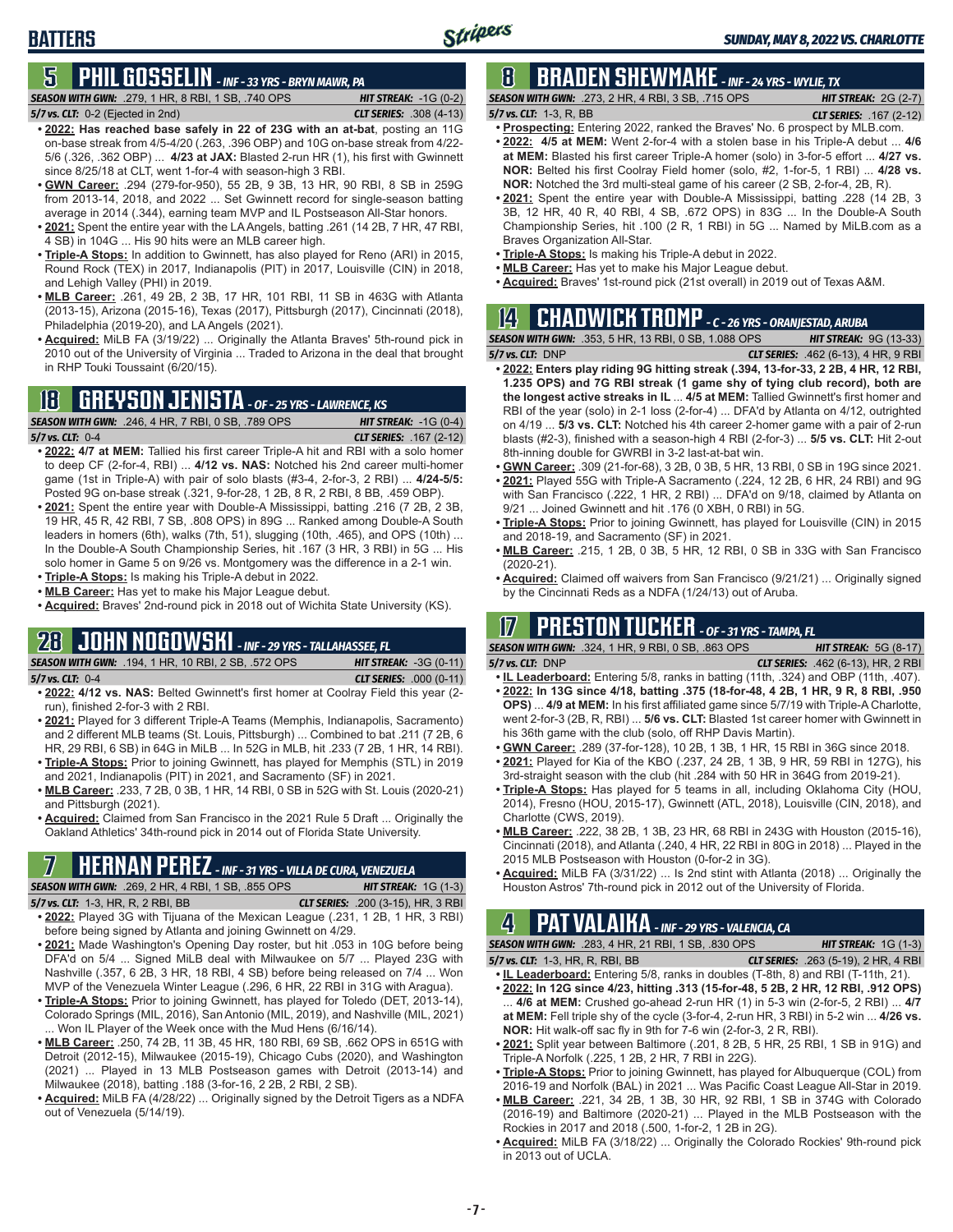## BATTERS

*SUNDAY, MAY 8, 2022 VS. CHARLOTTE*

## 5 PHIL GOSSELIN - INF - 33 YRS - BRYN MAWR, PA

***SEASON WITH GWN:*** .279, 1 HR, 8 RBI, 1 SB, .740 OPS ***HIT STREAK:*** -1G (0-2)
***5/7 vs. CLT:*** 0-2 (Ejected in 2nd) ***CLT SERIES:*** .308 (4-13)

- **2022: Has reached base safely in 22 of 23G with an at-bat**, posting an 11G on-base streak from 4/5-4/20 (.263, .396 OBP) and 10G on-base streak from 4/22-5/6 (.326, .362 OBP) ... **4/23 at JAX:** Blasted 2-run HR (1), his first with Gwinnett since 8/25/18 at CLT, went 1-for-4 with season-high 3 RBI.
- **GWN Career:** .294 (279-for-950), 55 2B, 9 3B, 13 HR, 90 RBI, 8 SB in 259G from 2013-14, 2018, and 2022 ... Set Gwinnett record for single-season batting average in 2014 (.344), earning team MVP and IL Postseason All-Star honors.
- **2021:** Spent the entire year with the LA Angels, batting .261 (14 2B, 7 HR, 47 RBI, 4 SB) in 104G ... His 90 hits were an MLB career high.
- **Triple-A Stops:** In addition to Gwinnett, has also played for Reno (ARI) in 2015, Round Rock (TEX) in 2017, Indianapolis (PIT) in 2017, Louisville (CIN) in 2018, and Lehigh Valley (PHI) in 2019.
- **MLB Career:** .261, 49 2B, 2 3B, 17 HR, 101 RBI, 11 SB in 463G with Atlanta (2013-15), Arizona (2015-16), Texas (2017), Pittsburgh (2017), Cincinnati (2018), Philadelphia (2019-20), and LA Angels (2021).
- **Acquired:** MiLB FA (3/19/22) ... Originally the Atlanta Braves' 5th-round pick in 2010 out of the University of Virginia ... Traded to Arizona in the deal that brought in RHP Touki Toussaint (6/20/15).

## 18 GREYSON JENISTA - OF - 25 YRS - LAWRENCE, KS

***SEASON WITH GWN:*** .246, 4 HR, 7 RBI, 0 SB, .789 OPS ***HIT STREAK:*** -1G (0-4)
***5/7 vs. CLT:*** 0-4 ***CLT SERIES:*** .167 (2-12)

- **2022: 4/7 at MEM:** Tallied his first career Triple-A hit and RBI with a solo homer to deep CF (2-for-4, RBI) ... **4/12 vs. NAS:** Notched his 2nd career multi-homer game (1st in Triple-A) with pair of solo blasts (#3-4, 2-for-3, 2 RBI) ... **4/24-5/5:** Posted 9G on-base streak (.321, 9-for-28, 1 2B, 8 R, 2 RBI, 8 BB, .459 OBP).
- **2021:** Spent the entire year with Double-A Mississippi, batting .216 (7 2B, 2 3B, 19 HR, 45 R, 42 RBI, 7 SB, .808 OPS) in 89G ... Ranked among Double-A South leaders in homers (6th), walks (7th, 51), slugging (10th, .465), and OPS (10th) ... In the Double-A South Championship Series, hit .167 (3 HR, 3 RBI) in 5G ... His solo homer in Game 5 on 9/26 vs. Montgomery was the difference in a 2-1 win.
- **Triple-A Stops:** Is making his Triple-A debut in 2022.
- **MLB Career:** Has yet to make his Major League debut.
- **Acquired:** Braves' 2nd-round pick in 2018 out of Wichita State University (KS).

## 28 JOHN NOGOWSKI - INF - 29 YRS - TALLAHASSEE, FL

***SEASON WITH GWN:*** .194, 1 HR, 10 RBI, 2 SB, .572 OPS ***HIT STREAK:*** -3G (0-11)
***5/7 vs. CLT:*** 0-4 ***CLT SERIES:*** .000 (0-11)

- **2022: 4/12 vs. NAS:** Belted Gwinnett's first homer at Coolray Field this year (2-run), finished 2-for-3 with 2 RBI.
- **2021:** Played for 3 different Triple-A Teams (Memphis, Indianapolis, Sacramento) and 2 different MLB teams (St. Louis, Pittsburgh) ... Combined to bat .211 (7 2B, 6 HR, 29 RBI, 6 SB) in 64G in MiLB ... In 52G in MLB, hit .233 (7 2B, 1 HR, 14 RBI).
- **Triple-A Stops:** Prior to joining Gwinnett, has played for Memphis (STL) in 2019 and 2021, Indianapolis (PIT) in 2021, and Sacramento (SF) in 2021.
- **MLB Career:** .233, 7 2B, 0 3B, 1 HR, 14 RBI, 0 SB in 52G with St. Louis (2020-21) and Pittsburgh (2021).
- **Acquired:** Claimed from San Francisco in the 2021 Rule 5 Draft ... Originally the Oakland Athletics' 34th-round pick in 2014 out of Florida State University.

## 7 HERNAN PEREZ - INF - 31 YRS - VILLA DE CURA, VENEZUELA

***SEASON WITH GWN:*** .269, 2 HR, 4 RBI, 1 SB, .855 OPS ***HIT STREAK:*** 1G (1-3)
***5/7 vs. CLT:*** 1-3, HR, R, 2 RBI, BB ***CLT SERIES:*** .200 (3-15), HR, 3 RBI

- **2022:** Played 3G with Tijuana of the Mexican League (.231, 1 2B, 1 HR, 3 RBI) before being signed by Atlanta and joining Gwinnett on 4/29.
- **2021:** Made Washington's Opening Day roster, but hit .053 in 10G before being DFA'd on 5/4 ... Signed MiLB deal with Milwaukee on 5/7 ... Played 23G with Nashville (.357, 6 2B, 3 HR, 18 RBI, 4 SB) before being released on 7/4 ... Won MVP of the Venezuela Winter League (.296, 6 HR, 22 RBI in 31G with Aragua).
- **Triple-A Stops:** Prior to joining Gwinnett, has played for Toledo (DET, 2013-14), Colorado Springs (MIL, 2016), San Antonio (MIL, 2019), and Nashville (MIL, 2021) ... Won IL Player of the Week once with the Mud Hens (6/16/14).
- **MLB Career:** .250, 74 2B, 11 3B, 45 HR, 180 RBI, 69 SB, .662 OPS in 651G with Detroit (2012-15), Milwaukee (2015-19), Chicago Cubs (2020), and Washington (2021) ... Played in 13 MLB Postseason games with Detroit (2013-14) and Milwaukee (2018), batting .188 (3-for-16, 2 2B, 2 RBI, 2 SB).
- **Acquired:** MiLB FA (4/28/22) ... Originally signed by the Detroit Tigers as a NDFA out of Venezuela (5/14/19).

## 8 BRADEN SHEWMAKE - INF - 24 YRS - WYLIE, TX

***SEASON WITH GWN:*** .273, 2 HR, 4 RBI, 3 SB, .715 OPS ***HIT STREAK:*** 2G (2-7)
***5/7 vs. CLT:*** 1-3, R, BB ***CLT SERIES:*** .167 (2-12)

- **Prospecting:** Entering 2022, ranked the Braves' No. 6 prospect by MLB.com.
- **2022: 4/5 at MEM:** Went 2-for-4 with a stolen base in his Triple-A debut ... **4/6 at MEM:** Blasted his first career Triple-A homer (solo) in 3-for-5 effort ... **4/27 vs. NOR:** Belted his first Coolray Field homer (solo, #2, 1-for-5, 1 RBI) ... **4/28 vs. NOR:** Notched the 3rd multi-steal game of his career (2 SB, 2-for-4, 2B, R).
- **2021:** Spent the entire year with Double-A Mississippi, batting .228 (14 2B, 3 3B, 12 HR, 40 R, 40 RBI, 4 SB, .672 OPS) in 83G ... In the Double-A South Championship Series, hit .100 (2 R, 1 RBI) in 5G ... Named by MiLB.com as a Braves Organization All-Star.
- **Triple-A Stops:** Is making his Triple-A debut in 2022.
- **MLB Career:** Has yet to make his Major League debut.
- **Acquired:** Braves' 1st-round pick (21st overall) in 2019 out of Texas A&M.

## 14 CHADWICK TROMP - C - 26 YRS - ORANJESTAD, ARUBA

***SEASON WITH GWN:*** .353, 5 HR, 13 RBI, 0 SB, 1.088 OPS ***HIT STREAK:*** 9G (13-33)
***5/7 vs. CLT:*** DNP ***CLT SERIES:*** .462 (6-13), 4 HR, 9 RBI

- **2022: Enters play riding 9G hitting streak (.394, 13-for-33, 2 2B, 4 HR, 12 RBI, 1.235 OPS) and 7G RBI streak (1 game shy of tying club record), both are the longest active streaks in IL** ... **4/5 at MEM:** Tallied Gwinnett's first homer and RBI of the year (solo) in 2-1 loss (2-for-4) ... DFA'd by Atlanta on 4/12, outrighted on 4/19 ... **5/3 vs. CLT:** Notched his 4th career 2-homer game with a pair of 2-run blasts (#2-3), finished with a season-high 4 RBI (2-for-3) ... **5/5 vs. CLT:** Hit 2-out 8th-inning double for GWRBI in 3-2 last-at-bat win.
- **GWN Career:** .309 (21-for-68), 3 2B, 0 3B, 5 HR, 13 RBI, 0 SB in 19G since 2021.
- **2021:** Played 55G with Triple-A Sacramento (.224, 12 2B, 6 HR, 24 RBI) and 9G with San Francisco (.222, 1 HR, 2 RBI) ... DFA'd on 9/18, claimed by Atlanta on 9/21 ... Joined Gwinnett and hit .176 (0 XBH, 0 RBI) in 5G.
- **Triple-A Stops:** Prior to joining Gwinnett, has played for Louisville (CIN) in 2015 and 2018-19, and Sacramento (SF) in 2021.
- **MLB Career:** .215, 1 2B, 0 3B, 5 HR, 12 RBI, 0 SB in 33G with San Francisco (2020-21).
- **Acquired:** Claimed off waivers from San Francisco (9/21/21) ... Originally signed by the Cincinnati Reds as a NDFA (1/24/13) out of Aruba.

## 17 PRESTON TUCKER - OF - 31 YRS - TAMPA, FL

***SEASON WITH GWN:*** .324, 1 HR, 9 RBI, 0 SB, .863 OPS ***HIT STREAK:*** 5G (8-17)
***5/7 vs. CLT:*** DNP ***CLT SERIES:*** .462 (6-13), HR, 2 RBI

- **IL Leaderboard:** Entering 5/8, ranks in batting (11th, .324) and OBP (11th, .407).
- **2022: In 13G since 4/18, batting .375 (18-for-48, 4 2B, 1 HR, 9 R, 8 RBI, .950 OPS)** ... **4/9 at MEM:** In his first affiliated game since 5/17/19 with Triple-A Charlotte, went 2-for-3 (2B, R, RBI) ... **5/6 vs. CLT:** Blasted 1st career homer with Gwinnett in his 36th game with the club (solo, off RHP Davis Martin).
- **GWN Career:** .289 (37-for-128), 10 2B, 1 3B, 1 HR, 15 RBI in 36G since 2018.
- **2021:** Played for Kia of the KBO (.237, 24 2B, 1 3B, 9 HR, 59 RBI in 127G), his 3rd-straight season with the club (hit .284 with 50 HR in 364G from 2019-21).
- **Triple-A Stops:** Has played for 5 teams in all, including Oklahoma City (HOU, 2014), Fresno (HOU, 2015-17), Gwinnett (ATL, 2018), Louisville (CIN, 2018), and Charlotte (CWS, 2019).
- **MLB Career:** .222, 38 2B, 1 3B, 23 HR, 68 RBI in 243G with Houston (2015-16), Cincinnati (2018), and Atlanta (.240, 4 HR, 22 RBI in 80G in 2018) ... Played in the 2015 MLB Postseason with Houston (0-for-2 in 3G).
- **Acquired:** MiLB FA (3/31/22) ... Is 2nd stint with Atlanta (2018) ... Originally the Houston Astros' 7th-round pick in 2012 out of the University of Florida.

## 4 PAT VALAIKA - INF - 29 YRS - VALENCIA, CA

***SEASON WITH GWN:*** .283, 4 HR, 21 RBI, 1 SB, .830 OPS ***HIT STREAK:*** 1G (1-3)
***5/7 vs. CLT:*** 1-3, HR, R, RBI, BB ***CLT SERIES:*** .263 (5-19), 2 HR, 4 RBI

- **IL Leaderboard:** Entering 5/8, ranks in doubles (T-8th, 8) and RBI (T-11th, 21).
- **2022: In 12G since 4/23, hitting .313 (15-for-48, 5 2B, 2 HR, 12 RBI, .912 OPS)** ... **4/6 at MEM:** Crushed go-ahead 2-run HR (1) in 5-3 win (2-for-5, 2 RBI) ... **4/7 at MEM:** Fell triple shy of the cycle (3-for-4, 2-run HR, 3 RBI) in 5-2 win ... **4/26 vs. NOR:** Hit walk-off sac fly in 9th for 7-6 win (2-for-3, 2 R, RBI).
- **2021:** Split year between Baltimore (.201, 8 2B, 5 HR, 25 RBI, 1 SB in 91G) and Triple-A Norfolk (.225, 1 2B, 2 HR, 7 RBI in 22G).
- **Triple-A Stops:** Prior to joining Gwinnett, has played for Albuquerque (COL) from 2016-19 and Norfolk (BAL) in 2021 ... Was Pacific Coast League All-Star in 2019.
- **MLB Career:** .221, 34 2B, 1 3B, 30 HR, 92 RBI, 1 SB in 374G with Colorado (2016-19) and Baltimore (2020-21) ... Played in the MLB Postseason with the Rockies in 2017 and 2018 (.500, 1-for-2, 1 2B in 2G).
- **Acquired:** MiLB FA (3/18/22) ... Originally the Colorado Rockies' 9th-round pick in 2013 out of UCLA.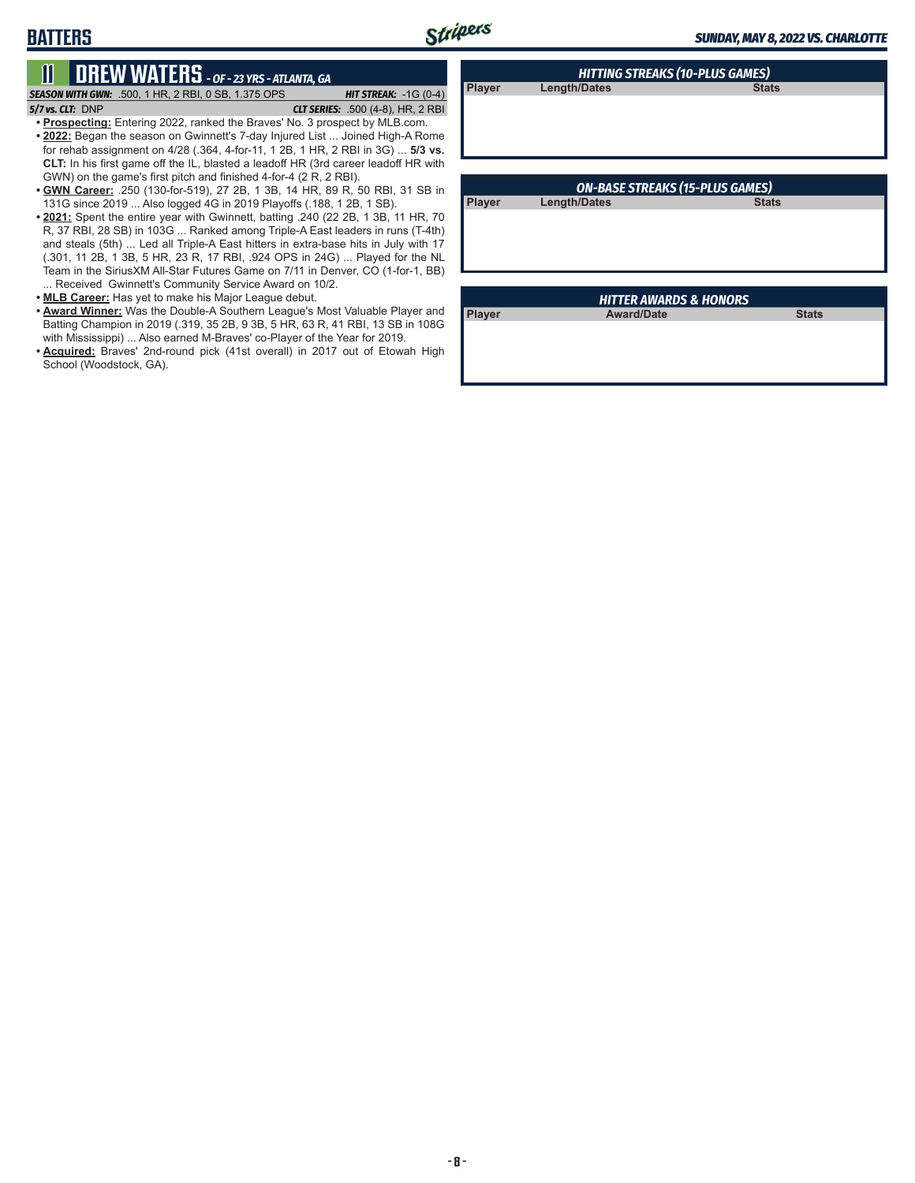# BATTERS

## 11 DREW WATERS - OF - 23 YRS - ATLANTA, GA

***SEASON WITH GWN:*** .500, 1 HR, 2 RBI, 0 SB, 1.375 OPS — ***HIT STREAK:*** -1G (0-4)

***5/7 vs. CLT:*** DNP — ***CLT SERIES:*** .500 (4-8), HR, 2 RBI

- **Prospecting:** Entering 2022, ranked the Braves' No. 3 prospect by MLB.com.
- **2022:** Began the season on Gwinnett's 7-day Injured List ... Joined High-A Rome for rehab assignment on 4/28 (.364, 4-for-11, 1 2B, 1 HR, 2 RBI in 3G) ... **5/3 vs. CLT:** In his first game off the IL, blasted a leadoff HR (3rd career leadoff HR with GWN) on the game's first pitch and finished 4-for-4 (2 R, 2 RBI).
- **GWN Career:** .250 (130-for-519), 27 2B, 1 3B, 14 HR, 89 R, 50 RBI, 31 SB in 131G since 2019 ... Also logged 4G in 2019 Playoffs (.188, 1 2B, 1 SB).
- **2021:** Spent the entire year with Gwinnett, batting .240 (22 2B, 1 3B, 11 HR, 70 R, 37 RBI, 28 SB) in 103G ... Ranked among Triple-A East leaders in runs (T-4th) and steals (5th) ... Led all Triple-A East hitters in extra-base hits in July with 17 (.301, 11 2B, 1 3B, 5 HR, 23 R, 17 RBI, .924 OPS in 24G) ... Played for the NL Team in the SiriusXM All-Star Futures Game on 7/11 in Denver, CO (1-for-1, BB) ... Received Gwinnett's Community Service Award on 10/2.
- **MLB Career:** Has yet to make his Major League debut.
- **Award Winner:** Was the Double-A Southern League's Most Valuable Player and Batting Champion in 2019 (.319, 35 2B, 9 3B, 5 HR, 63 R, 41 RBI, 13 SB in 108G with Mississippi) ... Also earned M-Braves' co-Player of the Year for 2019.
- **Acquired:** Braves' 2nd-round pick (41st overall) in 2017 out of Etowah High School (Woodstock, GA).

### HITTING STREAKS (10-PLUS GAMES)

| Player | Length/Dates | Stats |
|---|---|---|

### ON-BASE STREAKS (15-PLUS GAMES)

| Player | Length/Dates | Stats |
|---|---|---|

### HITTER AWARDS & HONORS

| Player | Award/Date | Stats |
|---|---|---|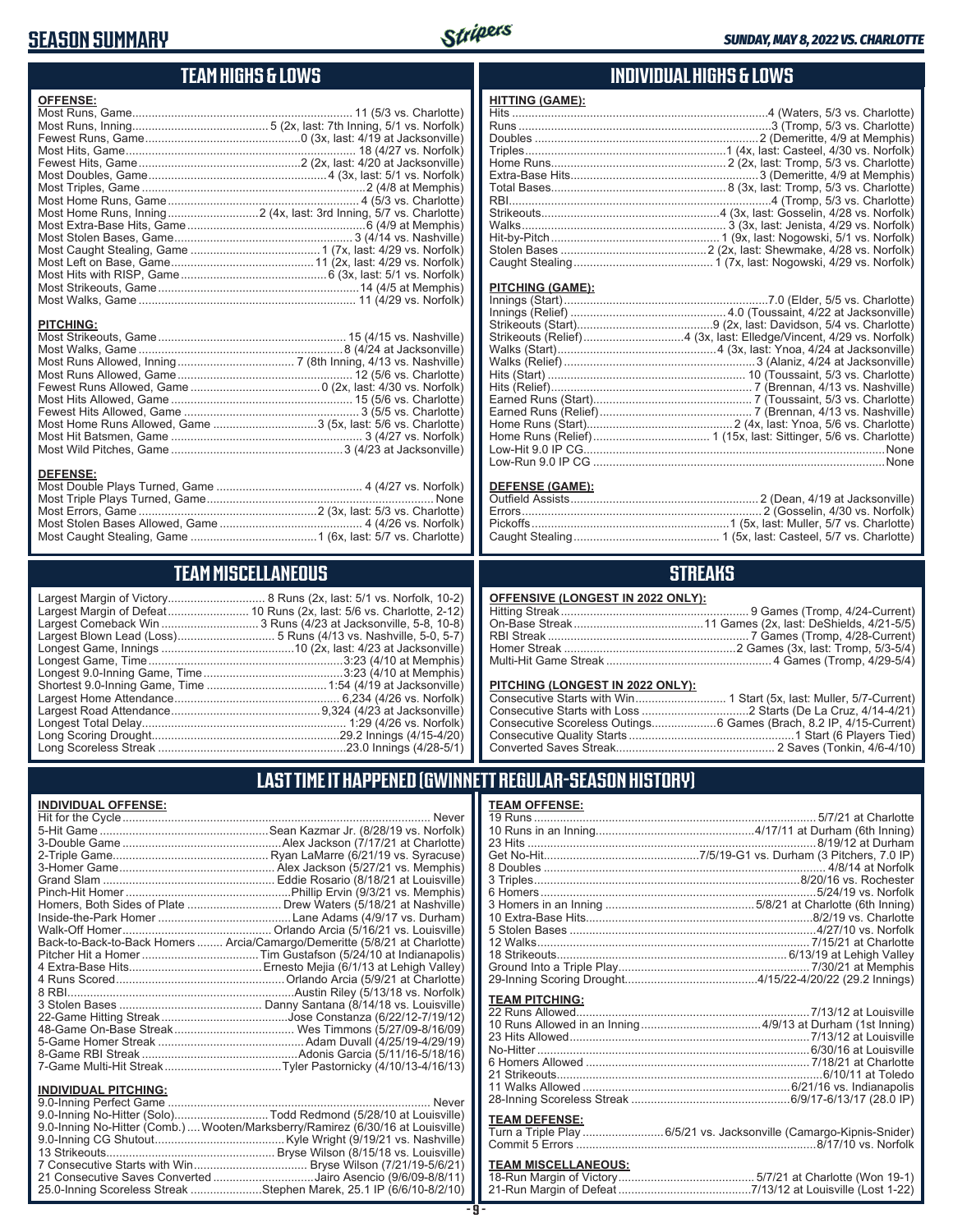# SEASON SUMMARY

SUNDAY, MAY 8, 2022 VS. CHARLOTTE

## TEAM HIGHS & LOWS

**OFFENSE:**

| Category | Record |
|---|---|
| Most Runs, Game | 11 (5/3 vs. Charlotte) |
| Most Runs, Inning | 5 (2x, last: 7th Inning, 5/1 vs. Norfolk) |
| Fewest Runs, Game | 0 (3x, last: 4/19 at Jacksonville) |
| Most Hits, Game | 18 (4/27 vs. Norfolk) |
| Fewest Hits, Game | 2 (2x, last: 4/20 at Jacksonville) |
| Most Doubles, Game | 4 (3x, last: 5/1 vs. Norfolk) |
| Most Triples, Game | 2 (4/8 at Memphis) |
| Most Home Runs, Game | 4 (5/3 vs. Charlotte) |
| Most Home Runs, Inning | 2 (4x, last: 3rd Inning, 5/7 vs. Charlotte) |
| Most Extra-Base Hits, Game | 6 (4/9 at Memphis) |
| Most Stolen Bases, Game | 3 (4/14 vs. Nashville) |
| Most Caught Stealing, Game | 1 (7x, last: 4/29 vs. Norfolk) |
| Most Left on Base, Game | 11 (2x, last: 4/29 vs. Norfolk) |
| Most Hits with RISP, Game | 6 (3x, last: 5/1 vs. Norfolk) |
| Most Strikeouts, Game | 14 (4/5 at Memphis) |
| Most Walks, Game | 11 (4/29 vs. Norfolk) |

**PITCHING:**

| Category | Record |
|---|---|
| Most Strikeouts, Game | 15 (4/15 vs. Nashville) |
| Most Walks, Game | 8 (4/24 at Jacksonville) |
| Most Runs Allowed, Inning | 7 (8th Inning, 4/13 vs. Nashville) |
| Most Runs Allowed, Game | 12 (5/6 vs. Charlotte) |
| Fewest Runs Allowed, Game | 0 (2x, last: 4/30 vs. Norfolk) |
| Most Hits Allowed, Game | 15 (5/6 vs. Charlotte) |
| Fewest Hits Allowed, Game | 3 (5/5 vs. Charlotte) |
| Most Home Runs Allowed, Game | 3 (5x, last: 5/6 vs. Charlotte) |
| Most Hit Batsmen, Game | 3 (4/27 vs. Norfolk) |
| Most Wild Pitches, Game | 3 (4/23 at Jacksonville) |

**DEFENSE:**

| Category | Record |
|---|---|
| Most Double Plays Turned, Game | 4 (4/27 vs. Norfolk) |
| Most Triple Plays Turned, Game | None |
| Most Errors, Game | 2 (3x, last: 5/3 vs. Charlotte) |
| Most Stolen Bases Allowed, Game | 4 (4/26 vs. Norfolk) |
| Most Caught Stealing, Game | 1 (6x, last: 5/7 vs. Charlotte) |

## INDIVIDUAL HIGHS & LOWS

**HITTING (GAME):**

| Category | Record |
|---|---|
| Hits | 4 (Waters, 5/3 vs. Charlotte) |
| Runs | 3 (Tromp, 5/3 vs. Charlotte) |
| Doubles | 2 (Demeritte, 4/9 at Memphis) |
| Triples | 1 (4x, last: Casteel, 4/30 vs. Norfolk) |
| Home Runs | 2 (2x, last: Tromp, 5/3 vs. Charlotte) |
| Extra-Base Hits | 3 (Demeritte, 4/9 at Memphis) |
| Total Bases | 8 (3x, last: Tromp, 5/3 vs. Charlotte) |
| RBI | 4 (Tromp, 5/3 vs. Charlotte) |
| Strikeouts | 4 (3x, last: Gosselin, 4/28 vs. Norfolk) |
| Walks | 3 (3x, last: Jenista, 4/29 vs. Norfolk) |
| Hit-by-Pitch | 1 (9x, last: Nogowski, 5/1 vs. Norfolk) |
| Stolen Bases | 2 (2x, last: Shewmake, 4/28 vs. Norfolk) |
| Caught Stealing | 1 (7x, last: Nogowski, 4/29 vs. Norfolk) |

**PITCHING (GAME):**

| Category | Record |
|---|---|
| Innings (Start) | 7.0 (Elder, 5/5 vs. Charlotte) |
| Innings (Relief) | 4.0 (Toussaint, 4/22 at Jacksonville) |
| Strikeouts (Start) | 9 (2x, last: Davidson, 5/4 vs. Charlotte) |
| Strikeouts (Relief) | 4 (3x, last: Elledge/Vincent, 4/29 vs. Norfolk) |
| Walks (Start) | 4 (3x, last: Ynoa, 4/24 at Jacksonville) |
| Walks (Relief) | 3 (Alaniz, 4/24 at Jacksonville) |
| Hits (Start) | 10 (Toussaint, 5/3 vs. Charlotte) |
| Hits (Relief) | 7 (Brennan, 4/13 vs. Nashville) |
| Earned Runs (Start) | 7 (Toussaint, 5/3 vs. Charlotte) |
| Earned Runs (Relief) | 7 (Brennan, 4/13 vs. Nashville) |
| Home Runs (Start) | 2 (4x, last: Ynoa, 5/6 vs. Charlotte) |
| Home Runs (Relief) | 1 (15x, last: Sittinger, 5/6 vs. Charlotte) |
| Low-Hit 9.0 IP CG | None |
| Low-Run 9.0 IP CG | None |

**DEFENSE (GAME):**

| Category | Record |
|---|---|
| Outfield Assists | 2 (Dean, 4/19 at Jacksonville) |
| Errors | 2 (Gosselin, 4/30 vs. Norfolk) |
| Pickoffs | 1 (5x, last: Muller, 5/7 vs. Charlotte) |
| Caught Stealing | 1 (5x, last: Casteel, 5/7 vs. Charlotte) |

## TEAM MISCELLANEOUS

| Category | Record |
|---|---|
| Largest Margin of Victory | 8 Runs (2x, last: 5/1 vs. Norfolk, 10-2) |
| Largest Margin of Defeat | 10 Runs (2x, last: 5/6 vs. Charlotte, 2-12) |
| Largest Comeback Win | 3 Runs (4/23 at Jacksonville, 5-8, 10-8) |
| Largest Blown Lead (Loss) | 5 Runs (4/13 vs. Nashville, 5-0, 5-7) |
| Longest Game, Innings | 10 (2x, last: 4/23 at Jacksonville) |
| Longest Game, Time | 3:23 (4/10 at Memphis) |
| Longest 9.0-Inning Game, Time | 3:23 (4/10 at Memphis) |
| Shortest 9.0-Inning Game, Time | 1:54 (4/19 at Jacksonville) |
| Largest Home Attendance | 6,234 (4/26 vs. Norfolk) |
| Largest Road Attendance | 9,324 (4/23 at Jacksonville) |
| Longest Total Delay | 1:29 (4/26 vs. Norfolk) |
| Long Scoring Drought | 29.2 Innings (4/15-4/20) |
| Long Scoreless Streak | 23.0 Innings (4/28-5/1) |

## STREAKS

**OFFENSIVE (LONGEST IN 2022 ONLY):**

| Category | Record |
|---|---|
| Hitting Streak | 9 Games (Tromp, 4/24-Current) |
| On-Base Streak | 11 Games (2x, last: DeShields, 4/21-5/5) |
| RBI Streak | 7 Games (Tromp, 4/28-Current) |
| Homer Streak | 2 Games (3x, last: Tromp, 5/3-5/4) |
| Multi-Hit Game Streak | 4 Games (Tromp, 4/29-5/4) |

**PITCHING (LONGEST IN 2022 ONLY):**

| Category | Record |
|---|---|
| Consecutive Starts with Win | 1 Start (5x, last: Muller, 5/7-Current) |
| Consecutive Starts with Loss | 2 Starts (De La Cruz, 4/14-4/21) |
| Consecutive Scoreless Outings | 6 Games (Brach, 8.2 IP, 4/15-Current) |
| Consecutive Quality Starts | 1 Start (6 Players Tied) |
| Converted Saves Streak | 2 Saves (Tonkin, 4/6-4/10) |

## LAST TIME IT HAPPENED (GWINNETT REGULAR-SEASON HISTORY)

**INDIVIDUAL OFFENSE:**

| Category | Record |
|---|---|
| Hit for the Cycle | Never |
| 5-Hit Game | Sean Kazmar Jr. (8/28/19 vs. Norfolk) |
| 3-Double Game | Alex Jackson (7/17/21 at Charlotte) |
| 2-Triple Game | Ryan LaMarre (6/21/19 vs. Syracuse) |
| 3-Homer Game | Alex Jackson (5/27/21 vs. Memphis) |
| Grand Slam | Eddie Rosario (8/18/21 at Louisville) |
| Pinch-Hit Homer | Phillip Ervin (9/3/21 vs. Memphis) |
| Homers, Both Sides of Plate | Drew Waters (5/18/21 at Nashville) |
| Inside-the-Park Homer | Lane Adams (4/9/17 vs. Durham) |
| Walk-Off Homer | Orlando Arcia (5/16/21 vs. Louisville) |
| Back-to-Back-to-Back Homers | Arcia/Camargo/Demeritte (5/8/21 at Charlotte) |
| Pitcher Hit a Homer | Tim Gustafson (5/24/10 at Indianapolis) |
| 4 Extra-Base Hits | Ernesto Mejia (6/1/13 at Lehigh Valley) |
| 4 Runs Scored | Orlando Arcia (5/9/21 at Charlotte) |
| 8 RBI | Austin Riley (5/13/18 vs. Norfolk) |
| 3 Stolen Bases | Danny Santana (8/14/18 vs. Louisville) |
| 22-Game Hitting Streak | Jose Constanza (6/22/12-7/19/12) |
| 48-Game On-Base Streak | Wes Timmons (5/27/09-8/16/09) |
| 5-Game Homer Streak | Adam Duvall (4/25/19-4/29/19) |
| 8-Game RBI Streak | Adonis Garcia (5/11/16-5/18/16) |
| 7-Game Multi-Hit Streak | Tyler Pastornicky (4/10/13-4/16/13) |

**INDIVIDUAL PITCHING:**

| Category | Record |
|---|---|
| 9.0-Inning Perfect Game | Never |
| 9.0-Inning No-Hitter (Solo) | Todd Redmond (5/28/10 at Louisville) |
| 9.0-Inning No-Hitter (Comb.) | Wooten/Marksberry/Ramirez (6/30/16 at Louisville) |
| 9.0-Inning CG Shutout | Kyle Wright (9/19/21 vs. Nashville) |
| 13 Strikeouts | Bryse Wilson (8/15/18 vs. Louisville) |
| 7 Consecutive Starts with Win | Bryse Wilson (7/21/19-5/6/21) |
| 21 Consecutive Saves Converted | Jairo Asencio (9/6/09-8/8/11) |
| 25.0-Inning Scoreless Streak | Stephen Marek, 25.1 IP (6/6/10-8/2/10) |

**TEAM OFFENSE:**

| Category | Record |
|---|---|
| 19 Runs | 5/7/21 at Charlotte |
| 10 Runs in an Inning | 4/17/11 at Durham (6th Inning) |
| 23 Hits | 8/19/12 at Durham |
| Get No-Hit | 7/5/19-G1 vs. Durham (3 Pitchers, 7.0 IP) |
| 8 Doubles | 4/8/14 at Norfolk |
| 3 Triples | 8/20/16 vs. Rochester |
| 6 Homers | 5/24/19 vs. Norfolk |
| 3 Homers in an Inning | 5/8/21 at Charlotte (6th Inning) |
| 10 Extra-Base Hits | 8/2/19 vs. Charlotte |
| 5 Stolen Bases | 4/27/10 vs. Norfolk |
| 12 Walks | 7/15/21 at Charlotte |
| 18 Strikeouts | 6/13/19 at Lehigh Valley |
| Ground Into a Triple Play | 7/30/21 at Memphis |
| 29-Inning Scoring Drought | 4/15/22-4/20/22 (29.2 Innings) |

**TEAM PITCHING:**

| Category | Record |
|---|---|
| 22 Runs Allowed | 7/13/12 at Louisville |
| 10 Runs Allowed in an Inning | 4/9/13 at Durham (1st Inning) |
| 23 Hits Allowed | 7/13/12 at Louisville |
| No-Hitter | 6/30/16 at Louisville |
| 6 Homers Allowed | 7/18/21 at Charlotte |
| 21 Strikeouts | 6/10/11 at Toledo |
| 11 Walks Allowed | 6/21/16 vs. Indianapolis |
| 28-Inning Scoreless Streak | 6/9/17-6/13/17 (28.0 IP) |

**TEAM DEFENSE:**

| Category | Record |
|---|---|
| Turn a Triple Play | 6/5/21 vs. Jacksonville (Camargo-Kipnis-Snider) |
| Commit 5 Errors | 8/17/10 vs. Norfolk |

**TEAM MISCELLANEOUS:**

| Category | Record |
|---|---|
| 18-Run Margin of Victory | 5/7/21 at Charlotte (Won 19-1) |
| 21-Run Margin of Defeat | 7/13/12 at Louisville (Lost 1-22) |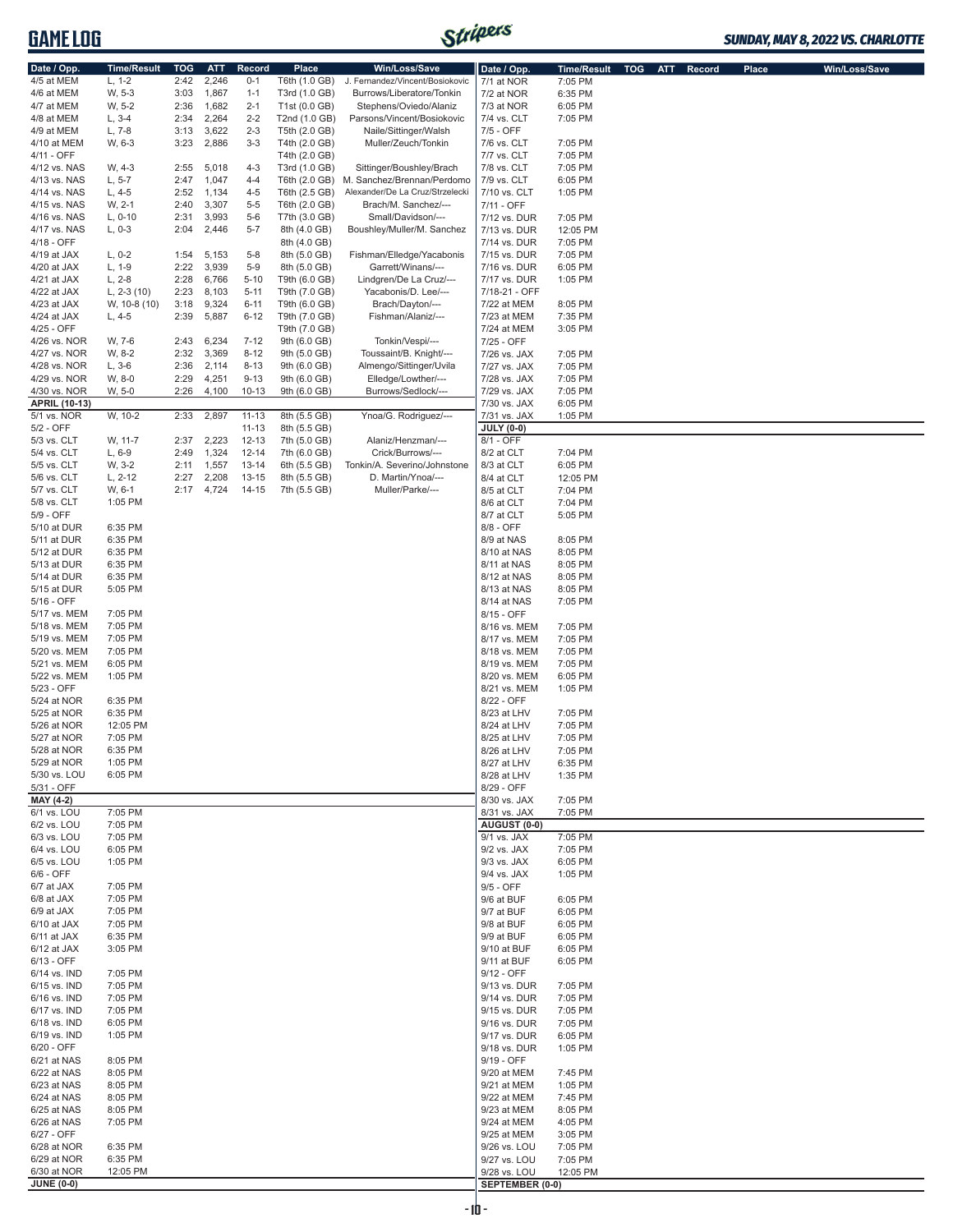# GAME LOG

**SUNDAY, MAY 8, 2022 VS. CHARLOTTE**

| Date / Opp. | Time/Result | TOG | ATT | Record | Place | Win/Loss/Save |
|---|---|---|---|---|---|---|
| 4/5 at MEM | L, 1-2 | 2:42 | 2,246 | 0-1 | T6th (1.0 GB) | J. Fernandez/Vincent/Bosiokovic |
| 4/6 at MEM | W, 5-3 | 3:03 | 1,867 | 1-1 | T3rd (1.0 GB) | Burrows/Liberatore/Tonkin |
| 4/7 at MEM | W, 5-2 | 2:36 | 1,682 | 2-1 | T1st (0.0 GB) | Stephens/Oviedo/Alaniz |
| 4/8 at MEM | L, 3-4 | 2:34 | 2,264 | 2-2 | T2nd (1.0 GB) | Parsons/Vincent/Bosiokovic |
| 4/9 at MEM | L, 7-8 | 3:13 | 3,622 | 2-3 | T5th (2.0 GB) | Naile/Sittinger/Walsh |
| 4/10 at MEM | W, 6-3 | 3:23 | 2,886 | 3-3 | T4th (2.0 GB) | Muller/Zeuch/Tonkin |
| 4/11 - OFF | | | | | T4th (2.0 GB) | |
| 4/12 vs. NAS | W, 4-3 | 2:55 | 5,018 | 4-3 | T3rd (1.0 GB) | Sittinger/Boushley/Brach |
| 4/13 vs. NAS | L, 5-7 | 2:47 | 1,047 | 4-4 | T6th (2.0 GB) | M. Sanchez/Brennan/Perdomo |
| 4/14 vs. NAS | L, 4-5 | 2:52 | 1,134 | 4-5 | T6th (2.5 GB) | Alexander/De La Cruz/Strzelecki |
| 4/15 vs. NAS | W, 2-1 | 2:40 | 3,307 | 5-5 | T6th (2.0 GB) | Brach/M. Sanchez/--- |
| 4/16 vs. NAS | L, 0-10 | 2:31 | 3,993 | 5-6 | T7th (3.0 GB) | Small/Davidson/--- |
| 4/17 vs. NAS | L, 0-3 | 2:04 | 2,446 | 5-7 | 8th (4.0 GB) | Boushley/Muller/M. Sanchez |
| 4/18 - OFF | | | | | 8th (4.0 GB) | |
| 4/19 at JAX | L, 0-2 | 1:54 | 5,153 | 5-8 | 8th (5.0 GB) | Fishman/Elledge/Yacabonis |
| 4/20 at JAX | L, 1-9 | 2:22 | 3,939 | 5-9 | 8th (5.0 GB) | Garrett/Winans/--- |
| 4/21 at JAX | L, 2-8 | 2:28 | 6,766 | 5-10 | T9th (6.0 GB) | Lindgren/De La Cruz/--- |
| 4/22 at JAX | L, 2-3 (10) | 2:23 | 8,103 | 5-11 | T9th (7.0 GB) | Yacabonis/D. Lee/--- |
| 4/23 at JAX | W, 10-8 (10) | 3:18 | 9,324 | 6-11 | T9th (6.0 GB) | Brach/Dayton/--- |
| 4/24 at JAX | L, 4-5 | 2:39 | 5,887 | 6-12 | T9th (7.0 GB) | Fishman/Alaniz/--- |
| 4/25 - OFF | | | | | T9th (7.0 GB) | |
| 4/26 vs. NOR | W, 7-6 | 2:43 | 6,234 | 7-12 | 9th (6.0 GB) | Tonkin/Vespi/--- |
| 4/27 vs. NOR | W, 8-2 | 2:32 | 3,369 | 8-12 | 9th (5.0 GB) | Toussaint/B. Knight/--- |
| 4/28 vs. NOR | L, 3-6 | 2:36 | 2,114 | 8-13 | 9th (6.0 GB) | Almengo/Sittinger/Uvila |
| 4/29 vs. NOR | W, 8-0 | 2:29 | 4,251 | 9-13 | 9th (6.0 GB) | Elledge/Lowther/--- |
| 4/30 vs. NOR | W, 5-0 | 2:26 | 4,100 | 10-13 | 9th (6.0 GB) | Burrows/Sedlock/--- |
| **APRIL (10-13)** | | | | | | |
| 5/1 vs. NOR | W, 10-2 | 2:33 | 2,897 | 11-13 | 8th (5.5 GB) | Ynoa/G. Rodriguez/--- |
| 5/2 - OFF | | | | 11-13 | 8th (5.5 GB) | |
| 5/3 vs. CLT | W, 11-7 | 2:37 | 2,223 | 12-13 | 7th (5.0 GB) | Alaniz/Henzman/--- |
| 5/4 vs. CLT | L, 6-9 | 2:49 | 1,324 | 12-14 | 7th (6.0 GB) | Crick/Burrows/--- |
| 5/5 vs. CLT | W, 3-2 | 2:11 | 1,557 | 13-14 | 6th (5.5 GB) | Tonkin/A. Severino/Johnstone |
| 5/6 vs. CLT | L, 2-12 | 2:27 | 2,208 | 13-15 | 8th (5.5 GB) | D. Martin/Ynoa/--- |
| 5/7 vs. CLT | W, 6-1 | 2:17 | 4,724 | 14-15 | 7th (5.5 GB) | Muller/Parke/--- |
| 5/8 vs. CLT | 1:05 PM | | | | | |
| 5/9 - OFF | | | | | | |
| 5/10 at DUR | 6:35 PM | | | | | |
| 5/11 at DUR | 6:35 PM | | | | | |
| 5/12 at DUR | 6:35 PM | | | | | |
| 5/13 at DUR | 6:35 PM | | | | | |
| 5/14 at DUR | 6:35 PM | | | | | |
| 5/15 at DUR | 5:05 PM | | | | | |
| 5/16 - OFF | | | | | | |
| 5/17 vs. MEM | 7:05 PM | | | | | |
| 5/18 vs. MEM | 7:05 PM | | | | | |
| 5/19 vs. MEM | 7:05 PM | | | | | |
| 5/20 vs. MEM | 7:05 PM | | | | | |
| 5/21 vs. MEM | 6:05 PM | | | | | |
| 5/22 vs. MEM | 1:05 PM | | | | | |
| 5/23 - OFF | | | | | | |
| 5/24 at NOR | 6:35 PM | | | | | |
| 5/25 at NOR | 6:35 PM | | | | | |
| 5/26 at NOR | 12:05 PM | | | | | |
| 5/27 at NOR | 7:05 PM | | | | | |
| 5/28 at NOR | 6:35 PM | | | | | |
| 5/29 at NOR | 1:05 PM | | | | | |
| 5/30 vs. LOU | 6:05 PM | | | | | |
| 5/31 - OFF | | | | | | |
| **MAY (4-2)** | | | | | | |
| 6/1 vs. LOU | 7:05 PM | | | | | |
| 6/2 vs. LOU | 7:05 PM | | | | | |
| 6/3 vs. LOU | 7:05 PM | | | | | |
| 6/4 vs. LOU | 6:05 PM | | | | | |
| 6/5 vs. LOU | 1:05 PM | | | | | |
| 6/6 - OFF | | | | | | |
| 6/7 at JAX | 7:05 PM | | | | | |
| 6/8 at JAX | 7:05 PM | | | | | |
| 6/9 at JAX | 7:05 PM | | | | | |
| 6/10 at JAX | 7:05 PM | | | | | |
| 6/11 at JAX | 6:35 PM | | | | | |
| 6/12 at JAX | 3:05 PM | | | | | |
| 6/13 - OFF | | | | | | |
| 6/14 vs. IND | 7:05 PM | | | | | |
| 6/15 vs. IND | 7:05 PM | | | | | |
| 6/16 vs. IND | 7:05 PM | | | | | |
| 6/17 vs. IND | 7:05 PM | | | | | |
| 6/18 vs. IND | 6:05 PM | | | | | |
| 6/19 vs. IND | 1:05 PM | | | | | |
| 6/20 - OFF | | | | | | |
| 6/21 at NAS | 8:05 PM | | | | | |
| 6/22 at NAS | 8:05 PM | | | | | |
| 6/23 at NAS | 8:05 PM | | | | | |
| 6/24 at NAS | 8:05 PM | | | | | |
| 6/25 at NAS | 8:05 PM | | | | | |
| 6/26 at NAS | 7:05 PM | | | | | |
| 6/27 - OFF | | | | | | |
| 6/28 at NOR | 6:35 PM | | | | | |
| 6/29 at NOR | 6:35 PM | | | | | |
| 6/30 at NOR | 12:05 PM | | | | | |
| **JUNE (0-0)** | | | | | | |

| Date / Opp. | Time/Result | TOG | ATT | Record | Place | Win/Loss/Save |
|---|---|---|---|---|---|---|
| 7/1 at NOR | 7:05 PM | | | | | |
| 7/2 at NOR | 6:35 PM | | | | | |
| 7/3 at NOR | 6:05 PM | | | | | |
| 7/4 vs. CLT | 7:05 PM | | | | | |
| 7/5 - OFF | | | | | | |
| 7/6 vs. CLT | 7:05 PM | | | | | |
| 7/7 vs. CLT | 7:05 PM | | | | | |
| 7/8 vs. CLT | 7:05 PM | | | | | |
| 7/9 vs. CLT | 6:05 PM | | | | | |
| 7/10 vs. CLT | 1:05 PM | | | | | |
| 7/11 - OFF | | | | | | |
| 7/12 vs. DUR | 7:05 PM | | | | | |
| 7/13 vs. DUR | 12:05 PM | | | | | |
| 7/14 vs. DUR | 7:05 PM | | | | | |
| 7/15 vs. DUR | 7:05 PM | | | | | |
| 7/16 vs. DUR | 6:05 PM | | | | | |
| 7/17 vs. DUR | 1:05 PM | | | | | |
| 7/18-21 - OFF | | | | | | |
| 7/22 at MEM | 8:05 PM | | | | | |
| 7/23 at MEM | 7:35 PM | | | | | |
| 7/24 at MEM | 3:05 PM | | | | | |
| 7/25 - OFF | | | | | | |
| 7/26 vs. JAX | 7:05 PM | | | | | |
| 7/27 vs. JAX | 7:05 PM | | | | | |
| 7/28 vs. JAX | 7:05 PM | | | | | |
| 7/29 vs. JAX | 7:05 PM | | | | | |
| 7/30 vs. JAX | 6:05 PM | | | | | |
| 7/31 vs. JAX | 1:05 PM | | | | | |
| **JULY (0-0)** | | | | | | |
| 8/1 - OFF | | | | | | |
| 8/2 at CLT | 7:04 PM | | | | | |
| 8/3 at CLT | 6:05 PM | | | | | |
| 8/4 at CLT | 12:05 PM | | | | | |
| 8/5 at CLT | 7:04 PM | | | | | |
| 8/6 at CLT | 7:04 PM | | | | | |
| 8/7 at CLT | 5:05 PM | | | | | |
| 8/8 - OFF | | | | | | |
| 8/9 at NAS | 8:05 PM | | | | | |
| 8/10 at NAS | 8:05 PM | | | | | |
| 8/11 at NAS | 8:05 PM | | | | | |
| 8/12 at NAS | 8:05 PM | | | | | |
| 8/13 at NAS | 8:05 PM | | | | | |
| 8/14 at NAS | 7:05 PM | | | | | |
| 8/15 - OFF | | | | | | |
| 8/16 vs. MEM | 7:05 PM | | | | | |
| 8/17 vs. MEM | 7:05 PM | | | | | |
| 8/18 vs. MEM | 7:05 PM | | | | | |
| 8/19 vs. MEM | 7:05 PM | | | | | |
| 8/20 vs. MEM | 6:05 PM | | | | | |
| 8/21 vs. MEM | 1:05 PM | | | | | |
| 8/22 - OFF | | | | | | |
| 8/23 at LHV | 7:05 PM | | | | | |
| 8/24 at LHV | 7:05 PM | | | | | |
| 8/25 at LHV | 7:05 PM | | | | | |
| 8/26 at LHV | 7:05 PM | | | | | |
| 8/27 at LHV | 6:35 PM | | | | | |
| 8/28 at LHV | 1:35 PM | | | | | |
| 8/29 - OFF | | | | | | |
| 8/30 vs. JAX | 7:05 PM | | | | | |
| 8/31 vs. JAX | 7:05 PM | | | | | |
| **AUGUST (0-0)** | | | | | | |
| 9/1 vs. JAX | 7:05 PM | | | | | |
| 9/2 vs. JAX | 7:05 PM | | | | | |
| 9/3 vs. JAX | 6:05 PM | | | | | |
| 9/4 vs. JAX | 1:05 PM | | | | | |
| 9/5 - OFF | | | | | | |
| 9/6 at BUF | 6:05 PM | | | | | |
| 9/7 at BUF | 6:05 PM | | | | | |
| 9/8 at BUF | 6:05 PM | | | | | |
| 9/9 at BUF | 6:05 PM | | | | | |
| 9/10 at BUF | 6:05 PM | | | | | |
| 9/11 at BUF | 6:05 PM | | | | | |
| 9/12 - OFF | | | | | | |
| 9/13 vs. DUR | 7:05 PM | | | | | |
| 9/14 vs. DUR | 7:05 PM | | | | | |
| 9/15 vs. DUR | 7:05 PM | | | | | |
| 9/16 vs. DUR | 7:05 PM | | | | | |
| 9/17 vs. DUR | 6:05 PM | | | | | |
| 9/18 vs. DUR | 1:05 PM | | | | | |
| 9/19 - OFF | | | | | | |
| 9/20 at MEM | 7:45 PM | | | | | |
| 9/21 at MEM | 1:05 PM | | | | | |
| 9/22 at MEM | 7:45 PM | | | | | |
| 9/23 at MEM | 8:05 PM | | | | | |
| 9/24 at MEM | 4:05 PM | | | | | |
| 9/25 at MEM | 3:05 PM | | | | | |
| 9/26 vs. LOU | 7:05 PM | | | | | |
| 9/27 vs. LOU | 7:05 PM | | | | | |
| 9/28 vs. LOU | 12:05 PM | | | | | |
| **SEPTEMBER (0-0)** | | | | | | |